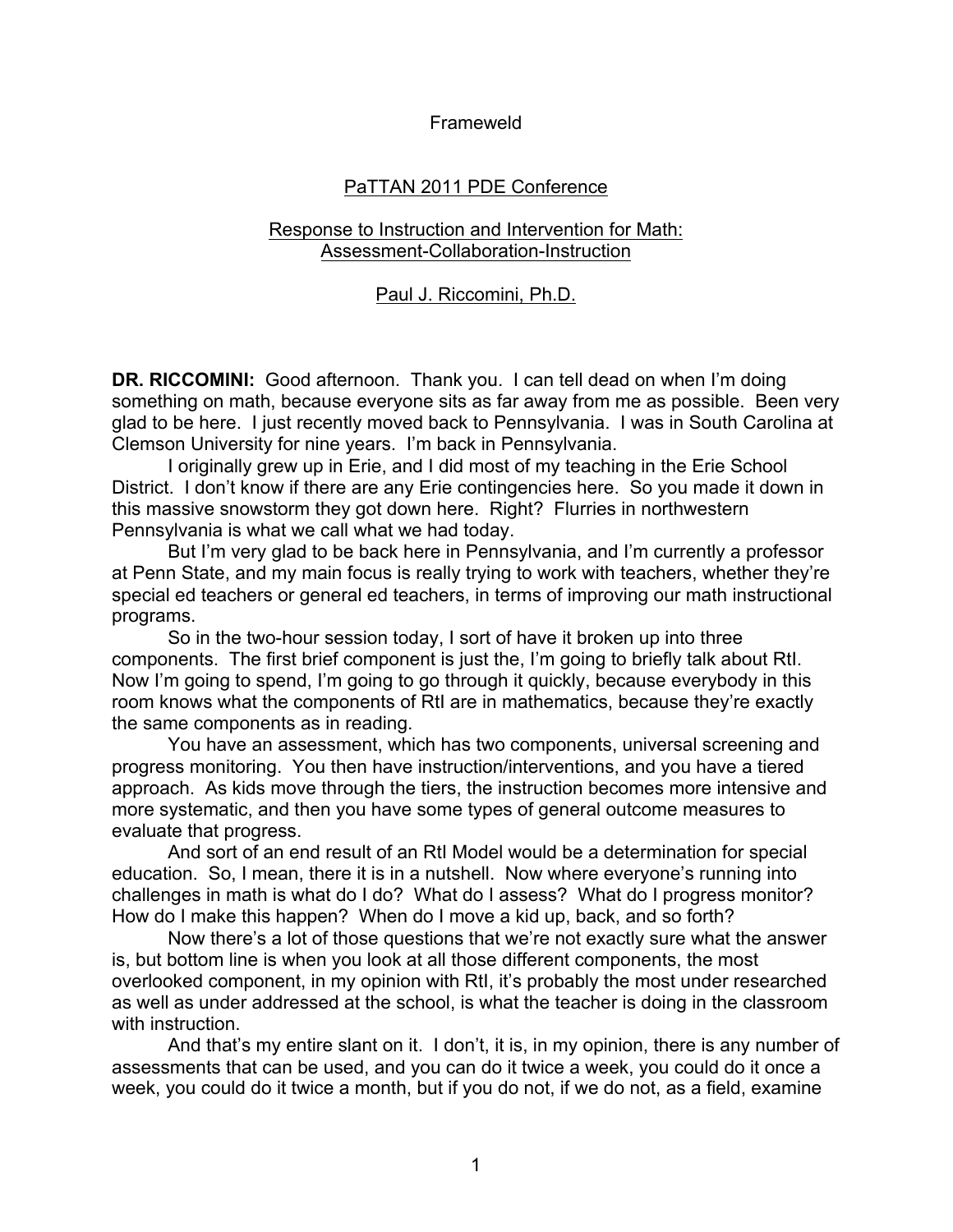Frameweld

PaTTAN 2011 PDE Conference

Response to Instruction and Intervention for Math: Assessment-Collaboration-Instruction

Paul J. Riccomini, Ph.D.

**DR. RICCOMINI:** Good afternoon. Thank you. I can tell dead on when I'm doing something on math, because everyone sits as far away from me as possible. Been very glad to be here. I just recently moved back to Pennsylvania. I was in South Carolina at Clemson University for nine years. I'm back in Pennsylvania.

I originally grew up in Erie, and I did most of my teaching in the Erie School District. I don't know if there are any Erie contingencies here. So you made it down in this massive snowstorm they got down here. Right? Flurries in northwestern Pennsylvania is what we call what we had today.

But I'm very glad to be back here in Pennsylvania, and I'm currently a professor at Penn State, and my main focus is really trying to work with teachers, whether they're special ed teachers or general ed teachers, in terms of improving our math instructional programs.

So in the two-hour session today, I sort of have it broken up into three components. The first brief component is just the, I'm going to briefly talk about RtI. Now I'm going to spend, I'm going to go through it quickly, because everybody in this room knows what the components of RtI are in mathematics, because they're exactly the same components as in reading.

You have an assessment, which has two components, universal screening and progress monitoring. You then have instruction/interventions, and you have a tiered approach. As kids move through the tiers, the instruction becomes more intensive and more systematic, and then you have some types of general outcome measures to evaluate that progress.

And sort of an end result of an RtI Model would be a determination for special education. So, I mean, there it is in a nutshell. Now where everyone's running into challenges in math is what do I do? What do I assess? What do I progress monitor? How do I make this happen? When do I move a kid up, back, and so forth?

Now there's a lot of those questions that we're not exactly sure what the answer is, but bottom line is when you look at all those different components, the most overlooked component, in my opinion with RtI, it's probably the most under researched as well as under addressed at the school, is what the teacher is doing in the classroom with instruction.

And that's my entire slant on it. I don't, it is, in my opinion, there is any number of assessments that can be used, and you can do it twice a week, you could do it once a week, you could do it twice a month, but if you do not, if we do not, as a field, examine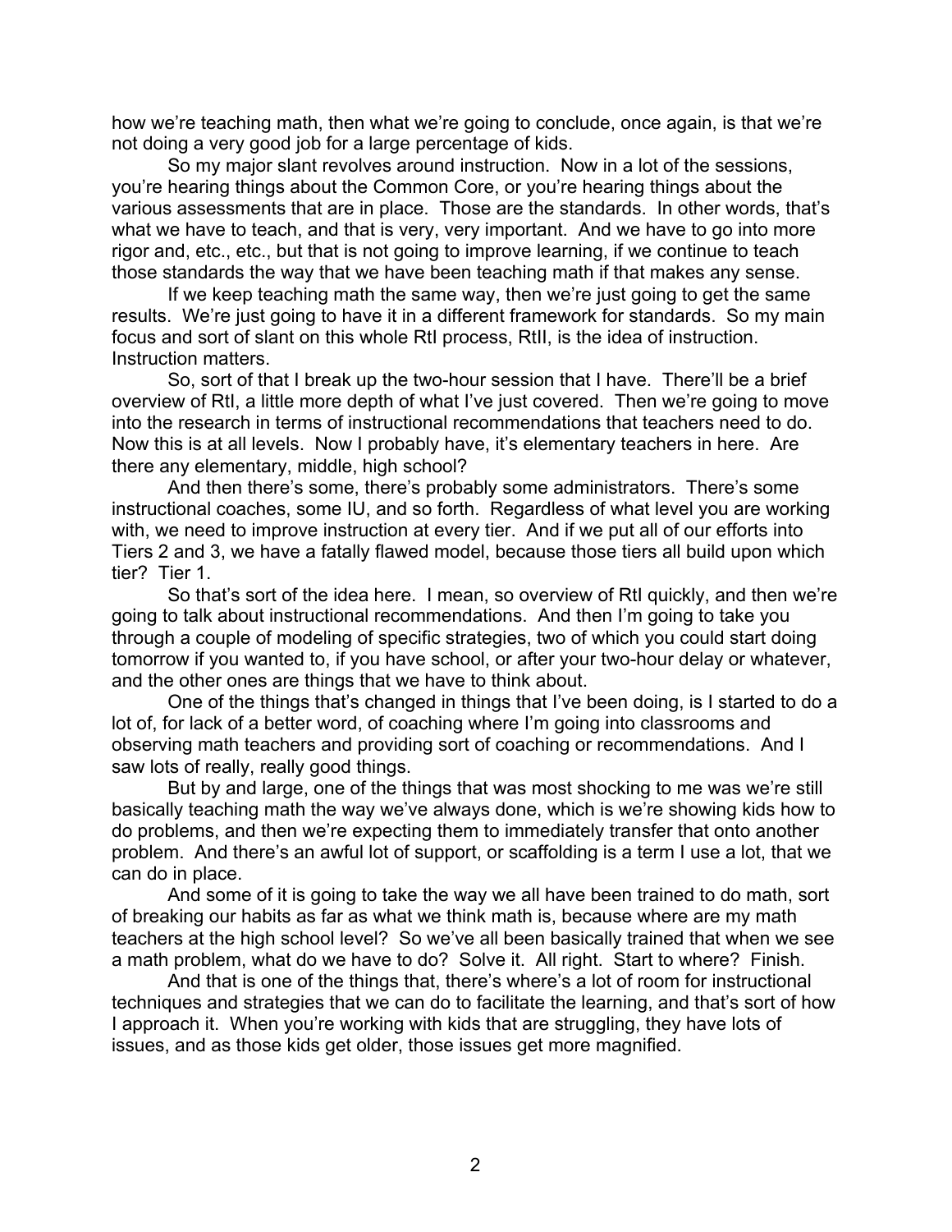how we're teaching math, then what we're going to conclude, once again, is that we're not doing a very good job for a large percentage of kids.

So my major slant revolves around instruction. Now in a lot of the sessions, you're hearing things about the Common Core, or you're hearing things about the various assessments that are in place. Those are the standards. In other words, that's what we have to teach, and that is very, very important. And we have to go into more rigor and, etc., etc., but that is not going to improve learning, if we continue to teach those standards the way that we have been teaching math if that makes any sense.

If we keep teaching math the same way, then we're just going to get the same results. We're just going to have it in a different framework for standards. So my main focus and sort of slant on this whole RtI process, RtII, is the idea of instruction. Instruction matters.

So, sort of that I break up the two-hour session that I have. There'll be a brief overview of RtI, a little more depth of what I've just covered. Then we're going to move into the research in terms of instructional recommendations that teachers need to do. Now this is at all levels. Now I probably have, it's elementary teachers in here. Are there any elementary, middle, high school?

And then there's some, there's probably some administrators. There's some instructional coaches, some IU, and so forth. Regardless of what level you are working with, we need to improve instruction at every tier. And if we put all of our efforts into Tiers 2 and 3, we have a fatally flawed model, because those tiers all build upon which tier? Tier 1.

So that's sort of the idea here. I mean, so overview of RtI quickly, and then we're going to talk about instructional recommendations. And then I'm going to take you through a couple of modeling of specific strategies, two of which you could start doing tomorrow if you wanted to, if you have school, or after your two-hour delay or whatever, and the other ones are things that we have to think about.

One of the things that's changed in things that I've been doing, is I started to do a lot of, for lack of a better word, of coaching where I'm going into classrooms and observing math teachers and providing sort of coaching or recommendations. And I saw lots of really, really good things.

But by and large, one of the things that was most shocking to me was we're still basically teaching math the way we've always done, which is we're showing kids how to do problems, and then we're expecting them to immediately transfer that onto another problem. And there's an awful lot of support, or scaffolding is a term I use a lot, that we can do in place.

And some of it is going to take the way we all have been trained to do math, sort of breaking our habits as far as what we think math is, because where are my math teachers at the high school level? So we've all been basically trained that when we see a math problem, what do we have to do? Solve it. All right. Start to where? Finish.

And that is one of the things that, there's where's a lot of room for instructional techniques and strategies that we can do to facilitate the learning, and that's sort of how I approach it. When you're working with kids that are struggling, they have lots of issues, and as those kids get older, those issues get more magnified.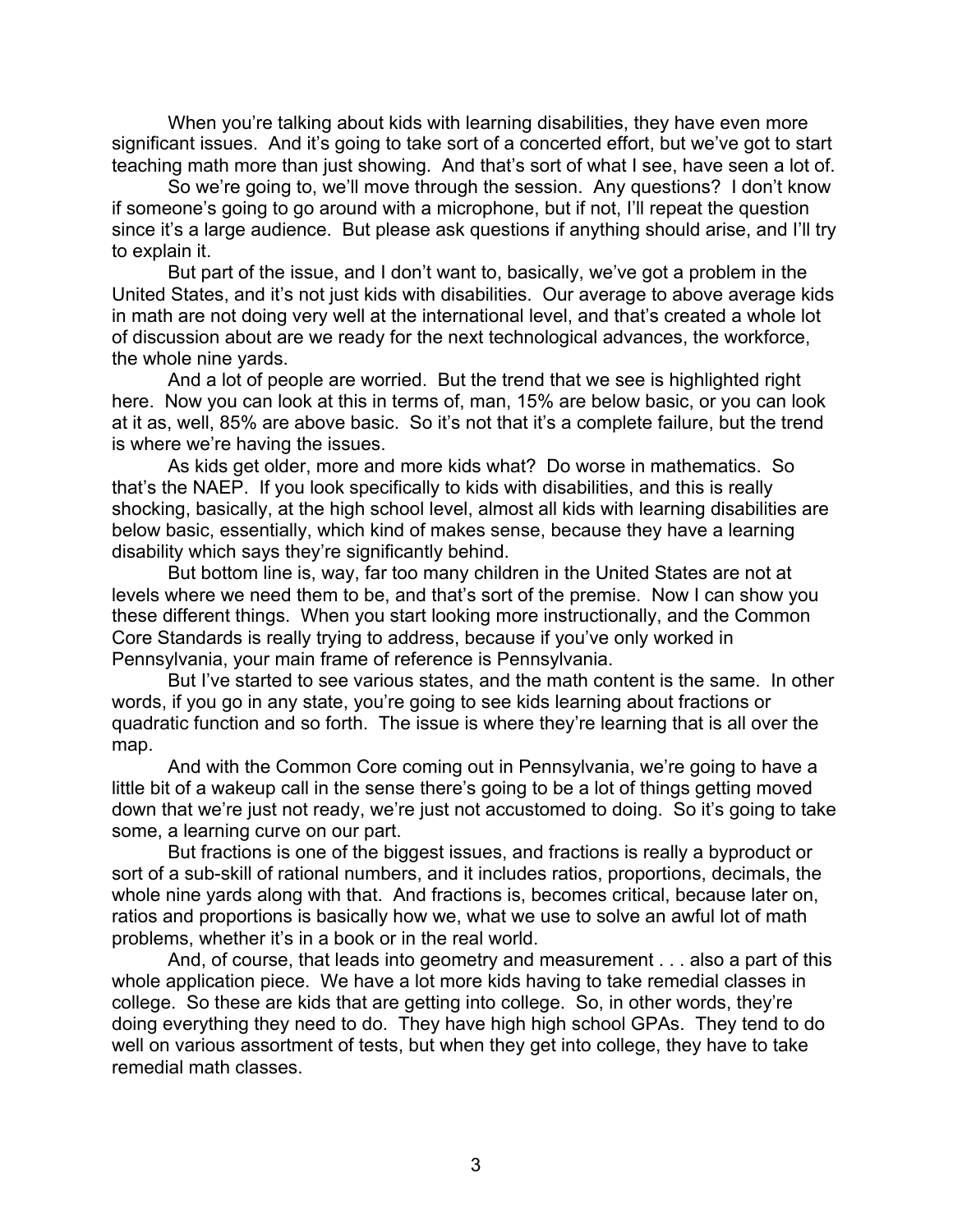When you're talking about kids with learning disabilities, they have even more significant issues. And it's going to take sort of a concerted effort, but we've got to start teaching math more than just showing. And that's sort of what I see, have seen a lot of.

So we're going to, we'll move through the session. Any questions? I don't know if someone's going to go around with a microphone, but if not, I'll repeat the question since it's a large audience. But please ask questions if anything should arise, and I'll try to explain it.

But part of the issue, and I don't want to, basically, we've got a problem in the United States, and it's not just kids with disabilities. Our average to above average kids in math are not doing very well at the international level, and that's created a whole lot of discussion about are we ready for the next technological advances, the workforce, the whole nine yards.

And a lot of people are worried. But the trend that we see is highlighted right here. Now you can look at this in terms of, man, 15% are below basic, or you can look at it as, well, 85% are above basic. So it's not that it's a complete failure, but the trend is where we're having the issues.

As kids get older, more and more kids what? Do worse in mathematics. So that's the NAEP. If you look specifically to kids with disabilities, and this is really shocking, basically, at the high school level, almost all kids with learning disabilities are below basic, essentially, which kind of makes sense, because they have a learning disability which says they're significantly behind.

But bottom line is, way, far too many children in the United States are not at levels where we need them to be, and that's sort of the premise. Now I can show you these different things. When you start looking more instructionally, and the Common Core Standards is really trying to address, because if you've only worked in Pennsylvania, your main frame of reference is Pennsylvania.

But I've started to see various states, and the math content is the same. In other words, if you go in any state, you're going to see kids learning about fractions or quadratic function and so forth. The issue is where they're learning that is all over the map.

And with the Common Core coming out in Pennsylvania, we're going to have a little bit of a wakeup call in the sense there's going to be a lot of things getting moved down that we're just not ready, we're just not accustomed to doing. So it's going to take some, a learning curve on our part.

But fractions is one of the biggest issues, and fractions is really a byproduct or sort of a sub-skill of rational numbers, and it includes ratios, proportions, decimals, the whole nine yards along with that. And fractions is, becomes critical, because later on, ratios and proportions is basically how we, what we use to solve an awful lot of math problems, whether it's in a book or in the real world.

And, of course, that leads into geometry and measurement . . . also a part of this whole application piece. We have a lot more kids having to take remedial classes in college. So these are kids that are getting into college. So, in other words, they're doing everything they need to do. They have high high school GPAs. They tend to do well on various assortment of tests, but when they get into college, they have to take remedial math classes.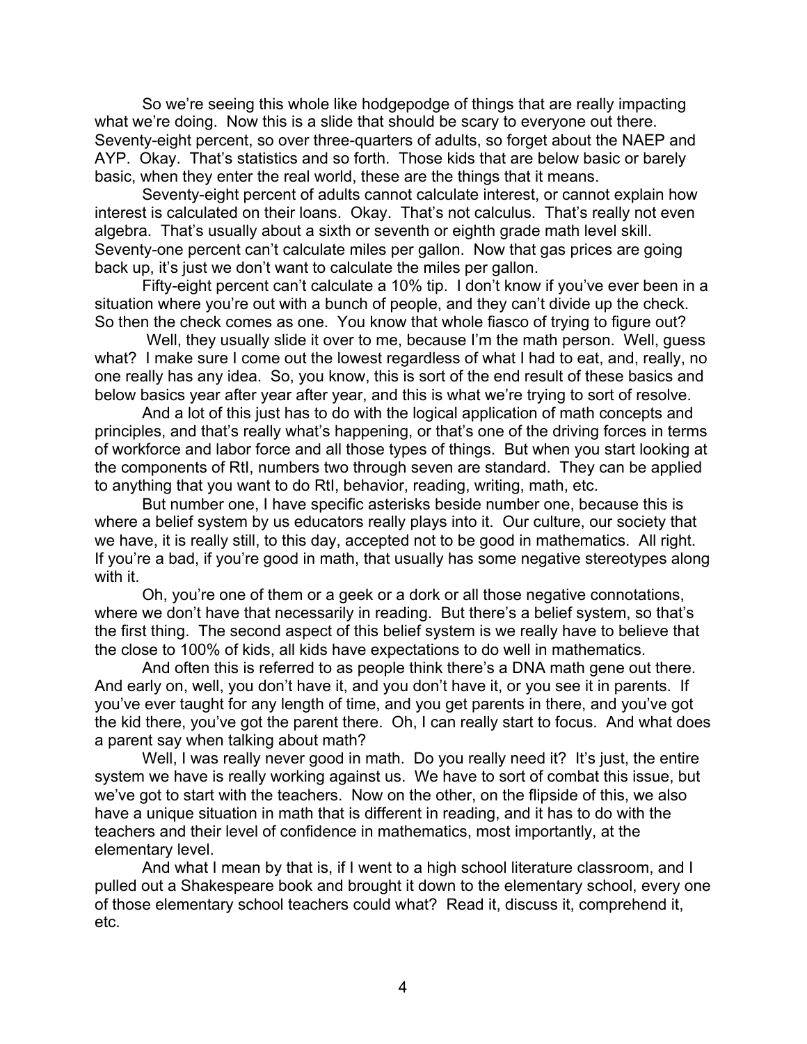So we're seeing this whole like hodgepodge of things that are really impacting what we're doing. Now this is a slide that should be scary to everyone out there. Seventy-eight percent, so over three-quarters of adults, so forget about the NAEP and AYP. Okay. That's statistics and so forth. Those kids that are below basic or barely basic, when they enter the real world, these are the things that it means.

Seventy-eight percent of adults cannot calculate interest, or cannot explain how interest is calculated on their loans. Okay. That's not calculus. That's really not even algebra. That's usually about a sixth or seventh or eighth grade math level skill. Seventy-one percent can't calculate miles per gallon. Now that gas prices are going back up, it's just we don't want to calculate the miles per gallon.

Fifty-eight percent can't calculate a 10% tip. I don't know if you've ever been in a situation where you're out with a bunch of people, and they can't divide up the check. So then the check comes as one. You know that whole fiasco of trying to figure out?

Well, they usually slide it over to me, because I'm the math person. Well, guess what? I make sure I come out the lowest regardless of what I had to eat, and, really, no one really has any idea. So, you know, this is sort of the end result of these basics and below basics year after year after year, and this is what we're trying to sort of resolve.

And a lot of this just has to do with the logical application of math concepts and principles, and that's really what's happening, or that's one of the driving forces in terms of workforce and labor force and all those types of things. But when you start looking at the components of RtI, numbers two through seven are standard. They can be applied to anything that you want to do RtI, behavior, reading, writing, math, etc.

But number one, I have specific asterisks beside number one, because this is where a belief system by us educators really plays into it. Our culture, our society that we have, it is really still, to this day, accepted not to be good in mathematics. All right. If you're a bad, if you're good in math, that usually has some negative stereotypes along with it.

Oh, you're one of them or a geek or a dork or all those negative connotations, where we don't have that necessarily in reading. But there's a belief system, so that's the first thing. The second aspect of this belief system is we really have to believe that the close to 100% of kids, all kids have expectations to do well in mathematics.

And often this is referred to as people think there's a DNA math gene out there. And early on, well, you don't have it, and you don't have it, or you see it in parents. If you've ever taught for any length of time, and you get parents in there, and you've got the kid there, you've got the parent there. Oh, I can really start to focus. And what does a parent say when talking about math?

Well, I was really never good in math. Do you really need it? It's just, the entire system we have is really working against us. We have to sort of combat this issue, but we've got to start with the teachers. Now on the other, on the flipside of this, we also have a unique situation in math that is different in reading, and it has to do with the teachers and their level of confidence in mathematics, most importantly, at the elementary level.

And what I mean by that is, if I went to a high school literature classroom, and I pulled out a Shakespeare book and brought it down to the elementary school, every one of those elementary school teachers could what? Read it, discuss it, comprehend it, etc.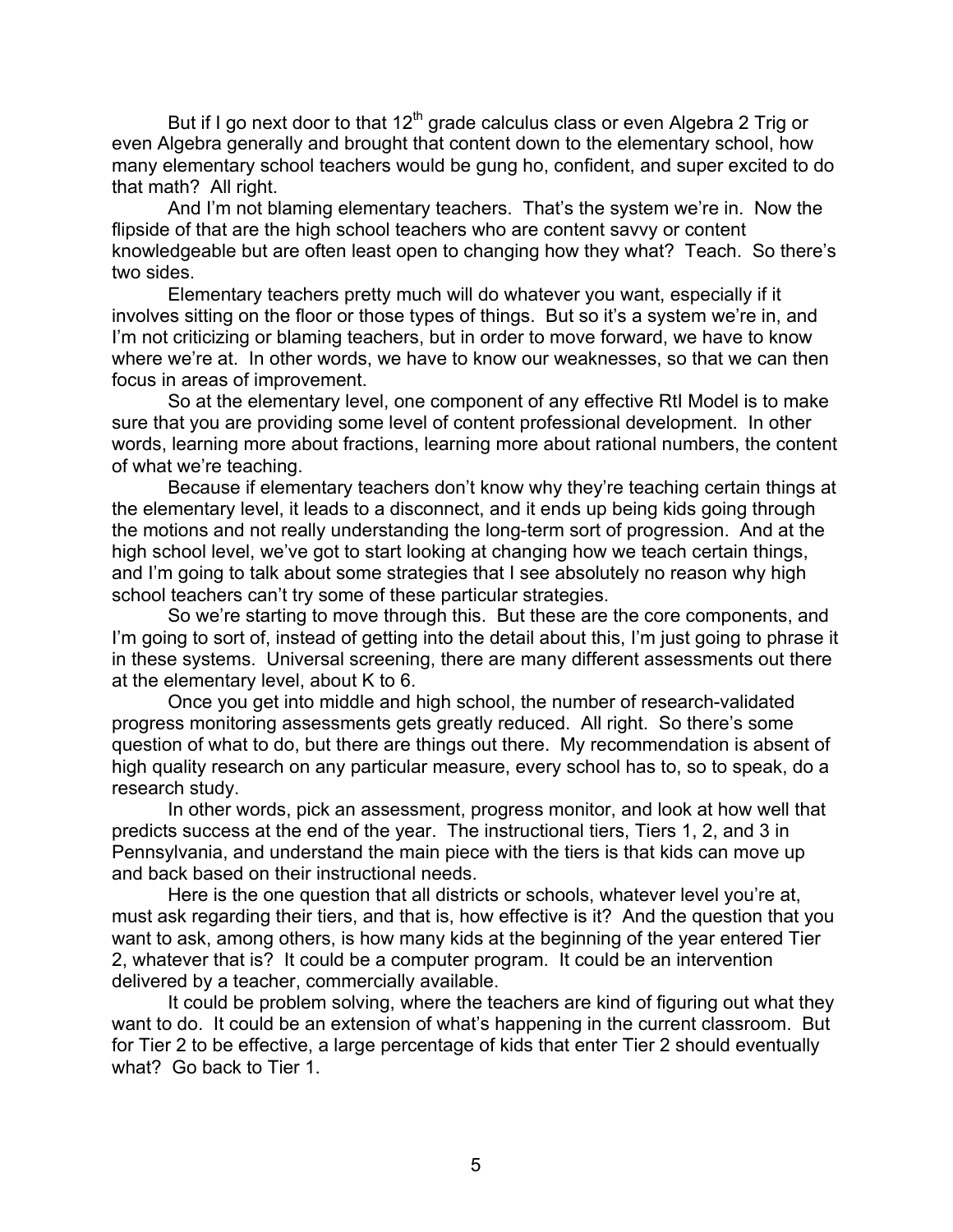But if I go next door to that 12th grade calculus class or even Algebra 2 Trig or even Algebra generally and brought that content down to the elementary school, how many elementary school teachers would be gung ho, confident, and super excited to do that math? All right.

And I'm not blaming elementary teachers. That's the system we're in. Now the flipside of that are the high school teachers who are content savvy or content knowledgeable but are often least open to changing how they what? Teach. So there's two sides.

Elementary teachers pretty much will do whatever you want, especially if it involves sitting on the floor or those types of things. But so it's a system we're in, and I'm not criticizing or blaming teachers, but in order to move forward, we have to know where we're at. In other words, we have to know our weaknesses, so that we can then focus in areas of improvement.

So at the elementary level, one component of any effective RtI Model is to make sure that you are providing some level of content professional development. In other words, learning more about fractions, learning more about rational numbers, the content of what we're teaching.

Because if elementary teachers don't know why they're teaching certain things at the elementary level, it leads to a disconnect, and it ends up being kids going through the motions and not really understanding the long-term sort of progression. And at the high school level, we've got to start looking at changing how we teach certain things, and I'm going to talk about some strategies that I see absolutely no reason why high school teachers can't try some of these particular strategies.

So we're starting to move through this. But these are the core components, and I'm going to sort of, instead of getting into the detail about this, I'm just going to phrase it in these systems. Universal screening, there are many different assessments out there at the elementary level, about K to 6.

Once you get into middle and high school, the number of research-validated progress monitoring assessments gets greatly reduced. All right. So there's some question of what to do, but there are things out there. My recommendation is absent of high quality research on any particular measure, every school has to, so to speak, do a research study.

In other words, pick an assessment, progress monitor, and look at how well that predicts success at the end of the year. The instructional tiers, Tiers 1, 2, and 3 in Pennsylvania, and understand the main piece with the tiers is that kids can move up and back based on their instructional needs.

Here is the one question that all districts or schools, whatever level you're at, must ask regarding their tiers, and that is, how effective is it? And the question that you want to ask, among others, is how many kids at the beginning of the year entered Tier 2, whatever that is? It could be a computer program. It could be an intervention delivered by a teacher, commercially available.

It could be problem solving, where the teachers are kind of figuring out what they want to do. It could be an extension of what's happening in the current classroom. But for Tier 2 to be effective, a large percentage of kids that enter Tier 2 should eventually what? Go back to Tier 1.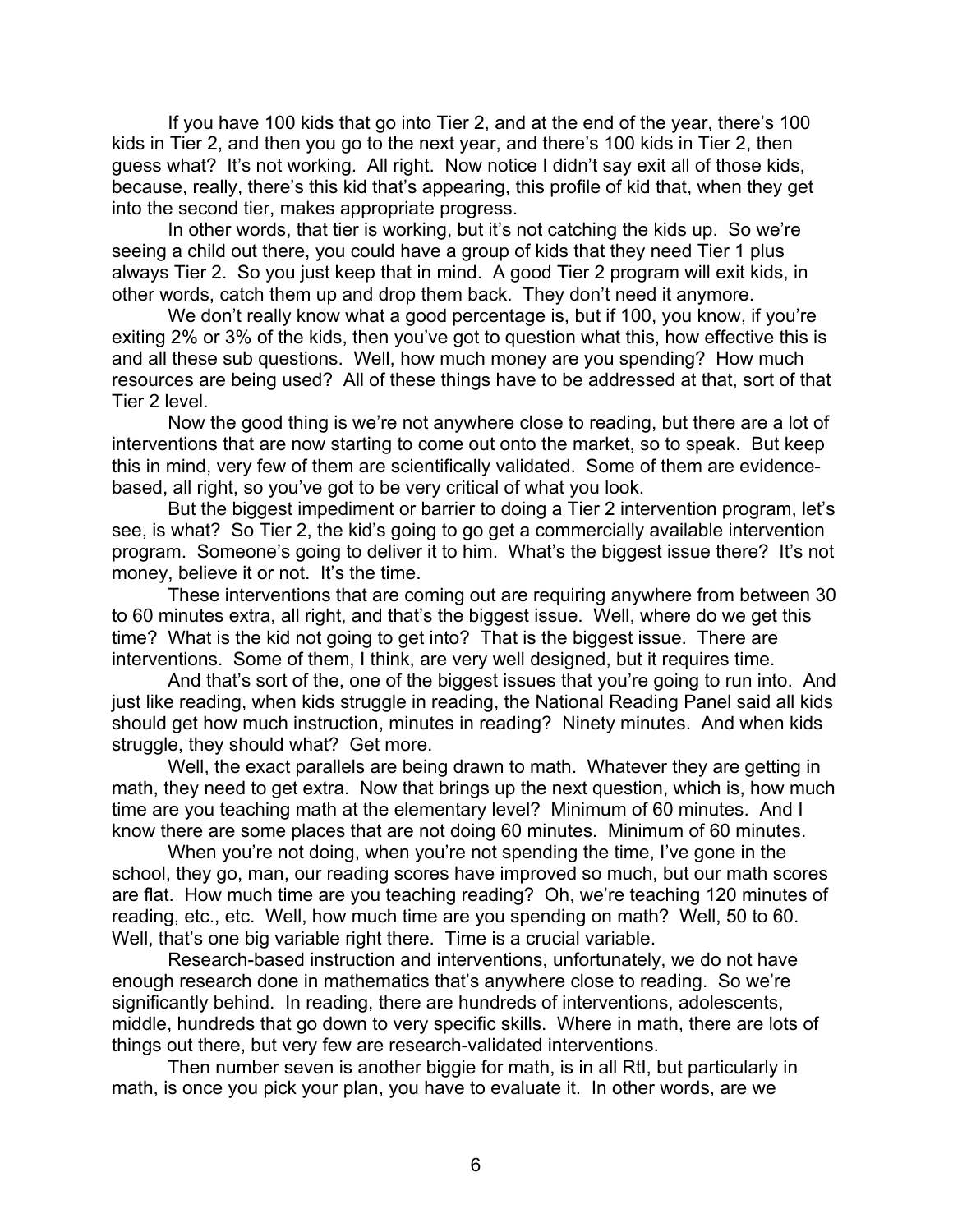If you have 100 kids that go into Tier 2, and at the end of the year, there's 100 kids in Tier 2, and then you go to the next year, and there's 100 kids in Tier 2, then guess what? It's not working. All right. Now notice I didn't say exit all of those kids, because, really, there's this kid that's appearing, this profile of kid that, when they get into the second tier, makes appropriate progress.

In other words, that tier is working, but it's not catching the kids up. So we're seeing a child out there, you could have a group of kids that they need Tier 1 plus always Tier 2. So you just keep that in mind. A good Tier 2 program will exit kids, in other words, catch them up and drop them back. They don't need it anymore.

We don't really know what a good percentage is, but if 100, you know, if you're exiting 2% or 3% of the kids, then you've got to question what this, how effective this is and all these sub questions. Well, how much money are you spending? How much resources are being used? All of these things have to be addressed at that, sort of that Tier 2 level.

Now the good thing is we're not anywhere close to reading, but there are a lot of interventions that are now starting to come out onto the market, so to speak. But keep this in mind, very few of them are scientifically validated. Some of them are evidence-based, all right, so you've got to be very critical of what you look.

But the biggest impediment or barrier to doing a Tier 2 intervention program, let's see, is what? So Tier 2, the kid's going to go get a commercially available intervention program. Someone's going to deliver it to him. What's the biggest issue there? It's not money, believe it or not. It's the time.

These interventions that are coming out are requiring anywhere from between 30 to 60 minutes extra, all right, and that's the biggest issue. Well, where do we get this time? What is the kid not going to get into? That is the biggest issue. There are interventions. Some of them, I think, are very well designed, but it requires time.

And that's sort of the, one of the biggest issues that you're going to run into. And just like reading, when kids struggle in reading, the National Reading Panel said all kids should get how much instruction, minutes in reading? Ninety minutes. And when kids struggle, they should what? Get more.

Well, the exact parallels are being drawn to math. Whatever they are getting in math, they need to get extra. Now that brings up the next question, which is, how much time are you teaching math at the elementary level? Minimum of 60 minutes. And I know there are some places that are not doing 60 minutes. Minimum of 60 minutes.

When you're not doing, when you're not spending the time, I've gone in the school, they go, man, our reading scores have improved so much, but our math scores are flat. How much time are you teaching reading? Oh, we're teaching 120 minutes of reading, etc., etc. Well, how much time are you spending on math? Well, 50 to 60. Well, that's one big variable right there. Time is a crucial variable.

Research-based instruction and interventions, unfortunately, we do not have enough research done in mathematics that's anywhere close to reading. So we're significantly behind. In reading, there are hundreds of interventions, adolescents, middle, hundreds that go down to very specific skills. Where in math, there are lots of things out there, but very few are research-validated interventions.

Then number seven is another biggie for math, is in all RtI, but particularly in math, is once you pick your plan, you have to evaluate it. In other words, are we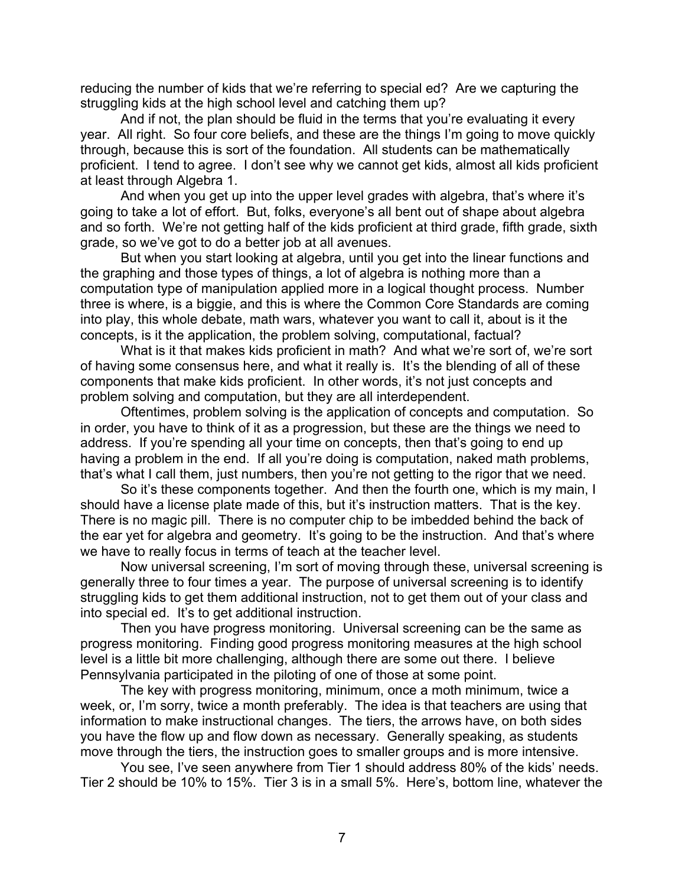reducing the number of kids that we're referring to special ed? Are we capturing the struggling kids at the high school level and catching them up?

And if not, the plan should be fluid in the terms that you're evaluating it every year. All right. So four core beliefs, and these are the things I'm going to move quickly through, because this is sort of the foundation. All students can be mathematically proficient. I tend to agree. I don't see why we cannot get kids, almost all kids proficient at least through Algebra 1.

And when you get up into the upper level grades with algebra, that's where it's going to take a lot of effort. But, folks, everyone's all bent out of shape about algebra and so forth. We're not getting half of the kids proficient at third grade, fifth grade, sixth grade, so we've got to do a better job at all avenues.

But when you start looking at algebra, until you get into the linear functions and the graphing and those types of things, a lot of algebra is nothing more than a computation type of manipulation applied more in a logical thought process. Number three is where, is a biggie, and this is where the Common Core Standards are coming into play, this whole debate, math wars, whatever you want to call it, about is it the concepts, is it the application, the problem solving, computational, factual?

What is it that makes kids proficient in math? And what we're sort of, we're sort of having some consensus here, and what it really is. It's the blending of all of these components that make kids proficient. In other words, it's not just concepts and problem solving and computation, but they are all interdependent.

Oftentimes, problem solving is the application of concepts and computation. So in order, you have to think of it as a progression, but these are the things we need to address. If you're spending all your time on concepts, then that's going to end up having a problem in the end. If all you're doing is computation, naked math problems, that's what I call them, just numbers, then you're not getting to the rigor that we need.

So it's these components together. And then the fourth one, which is my main, I should have a license plate made of this, but it's instruction matters. That is the key. There is no magic pill. There is no computer chip to be imbedded behind the back of the ear yet for algebra and geometry. It's going to be the instruction. And that's where we have to really focus in terms of teach at the teacher level.

Now universal screening, I'm sort of moving through these, universal screening is generally three to four times a year. The purpose of universal screening is to identify struggling kids to get them additional instruction, not to get them out of your class and into special ed. It's to get additional instruction.

Then you have progress monitoring. Universal screening can be the same as progress monitoring. Finding good progress monitoring measures at the high school level is a little bit more challenging, although there are some out there. I believe Pennsylvania participated in the piloting of one of those at some point.

The key with progress monitoring, minimum, once a moth minimum, twice a week, or, I'm sorry, twice a month preferably. The idea is that teachers are using that information to make instructional changes. The tiers, the arrows have, on both sides you have the flow up and flow down as necessary. Generally speaking, as students move through the tiers, the instruction goes to smaller groups and is more intensive.

You see, I've seen anywhere from Tier 1 should address 80% of the kids' needs. Tier 2 should be 10% to 15%. Tier 3 is in a small 5%. Here's, bottom line, whatever the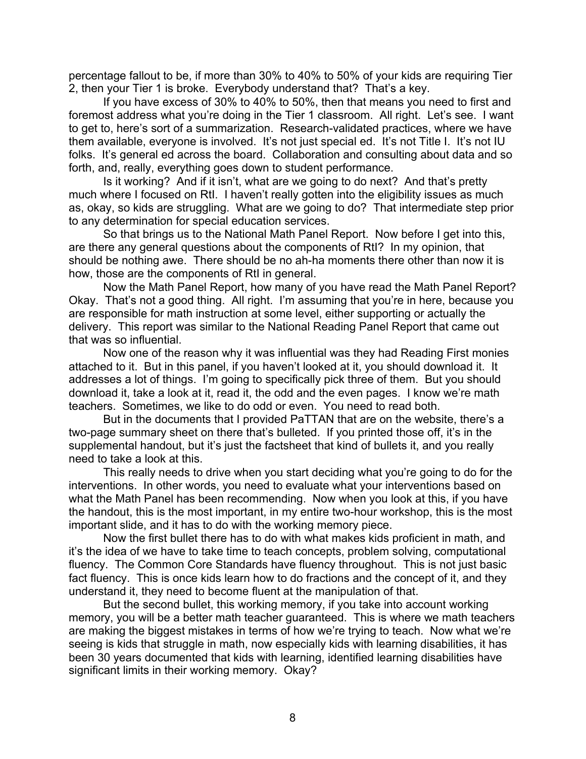percentage fallout to be, if more than 30% to 40% to 50% of your kids are requiring Tier 2, then your Tier 1 is broke. Everybody understand that? That's a key.

If you have excess of 30% to 40% to 50%, then that means you need to first and foremost address what you're doing in the Tier 1 classroom. All right. Let's see. I want to get to, here's sort of a summarization. Research-validated practices, where we have them available, everyone is involved. It's not just special ed. It's not Title I. It's not IU folks. It's general ed across the board. Collaboration and consulting about data and so forth, and, really, everything goes down to student performance.

Is it working? And if it isn't, what are we going to do next? And that's pretty much where I focused on RtI. I haven't really gotten into the eligibility issues as much as, okay, so kids are struggling. What are we going to do? That intermediate step prior to any determination for special education services.

So that brings us to the National Math Panel Report. Now before I get into this, are there any general questions about the components of RtI? In my opinion, that should be nothing awe. There should be no ah-ha moments there other than now it is how, those are the components of RtI in general.

Now the Math Panel Report, how many of you have read the Math Panel Report? Okay. That's not a good thing. All right. I'm assuming that you're in here, because you are responsible for math instruction at some level, either supporting or actually the delivery. This report was similar to the National Reading Panel Report that came out that was so influential.

Now one of the reason why it was influential was they had Reading First monies attached to it. But in this panel, if you haven't looked at it, you should download it. It addresses a lot of things. I'm going to specifically pick three of them. But you should download it, take a look at it, read it, the odd and the even pages. I know we're math teachers. Sometimes, we like to do odd or even. You need to read both.

But in the documents that I provided PaTTAN that are on the website, there's a two-page summary sheet on there that's bulleted. If you printed those off, it's in the supplemental handout, but it's just the factsheet that kind of bullets it, and you really need to take a look at this.

This really needs to drive when you start deciding what you're going to do for the interventions. In other words, you need to evaluate what your interventions based on what the Math Panel has been recommending. Now when you look at this, if you have the handout, this is the most important, in my entire two-hour workshop, this is the most important slide, and it has to do with the working memory piece.

Now the first bullet there has to do with what makes kids proficient in math, and it's the idea of we have to take time to teach concepts, problem solving, computational fluency. The Common Core Standards have fluency throughout. This is not just basic fact fluency. This is once kids learn how to do fractions and the concept of it, and they understand it, they need to become fluent at the manipulation of that.

But the second bullet, this working memory, if you take into account working memory, you will be a better math teacher guaranteed. This is where we math teachers are making the biggest mistakes in terms of how we're trying to teach. Now what we're seeing is kids that struggle in math, now especially kids with learning disabilities, it has been 30 years documented that kids with learning, identified learning disabilities have significant limits in their working memory. Okay?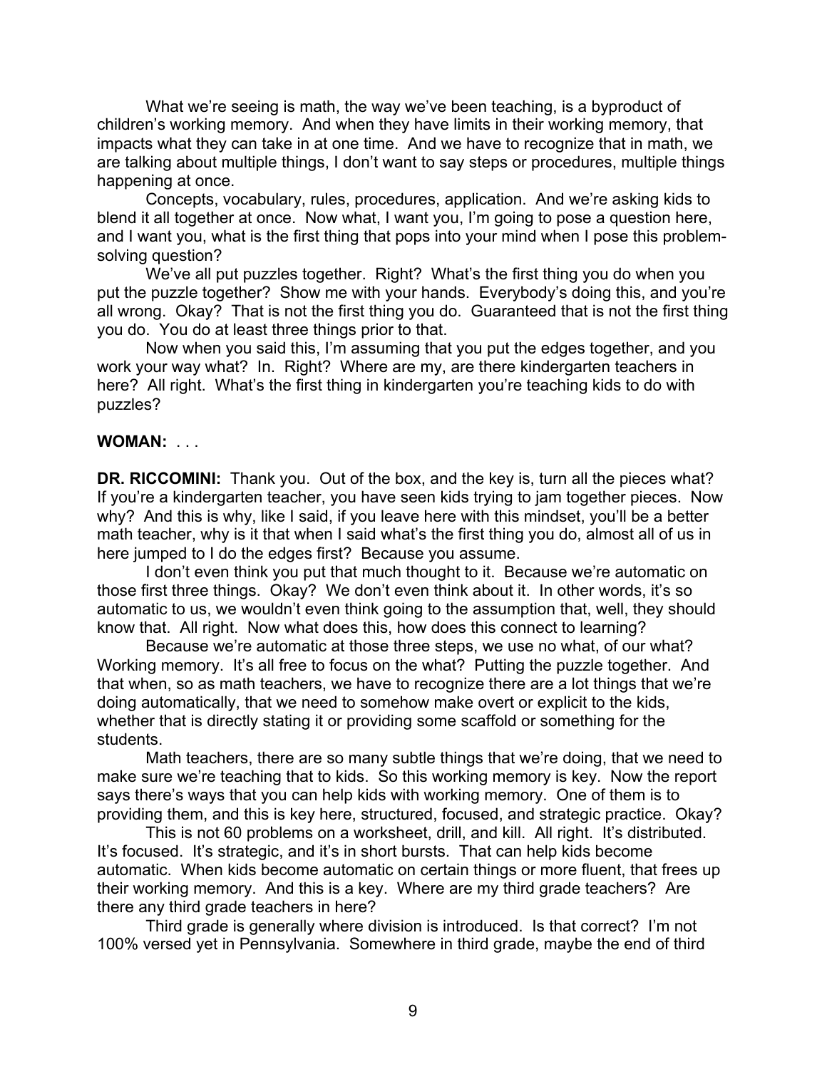What we're seeing is math, the way we've been teaching, is a byproduct of children's working memory. And when they have limits in their working memory, that impacts what they can take in at one time. And we have to recognize that in math, we are talking about multiple things, I don't want to say steps or procedures, multiple things happening at once.

Concepts, vocabulary, rules, procedures, application. And we're asking kids to blend it all together at once. Now what, I want you, I'm going to pose a question here, and I want you, what is the first thing that pops into your mind when I pose this problem-solving question?

We've all put puzzles together. Right? What's the first thing you do when you put the puzzle together? Show me with your hands. Everybody's doing this, and you're all wrong. Okay? That is not the first thing you do. Guaranteed that is not the first thing you do. You do at least three things prior to that.

Now when you said this, I'm assuming that you put the edges together, and you work your way what? In. Right? Where are my, are there kindergarten teachers in here? All right. What's the first thing in kindergarten you're teaching kids to do with puzzles?

**WOMAN:** . . .

**DR. RICCOMINI:** Thank you. Out of the box, and the key is, turn all the pieces what? If you're a kindergarten teacher, you have seen kids trying to jam together pieces. Now why? And this is why, like I said, if you leave here with this mindset, you'll be a better math teacher, why is it that when I said what's the first thing you do, almost all of us in here jumped to I do the edges first? Because you assume.

I don't even think you put that much thought to it. Because we're automatic on those first three things. Okay? We don't even think about it. In other words, it's so automatic to us, we wouldn't even think going to the assumption that, well, they should know that. All right. Now what does this, how does this connect to learning?

Because we're automatic at those three steps, we use no what, of our what? Working memory. It's all free to focus on the what? Putting the puzzle together. And that when, so as math teachers, we have to recognize there are a lot things that we're doing automatically, that we need to somehow make overt or explicit to the kids, whether that is directly stating it or providing some scaffold or something for the students.

Math teachers, there are so many subtle things that we're doing, that we need to make sure we're teaching that to kids. So this working memory is key. Now the report says there's ways that you can help kids with working memory. One of them is to providing them, and this is key here, structured, focused, and strategic practice. Okay?

This is not 60 problems on a worksheet, drill, and kill. All right. It's distributed. It's focused. It's strategic, and it's in short bursts. That can help kids become automatic. When kids become automatic on certain things or more fluent, that frees up their working memory. And this is a key. Where are my third grade teachers? Are there any third grade teachers in here?

Third grade is generally where division is introduced. Is that correct? I'm not 100% versed yet in Pennsylvania. Somewhere in third grade, maybe the end of third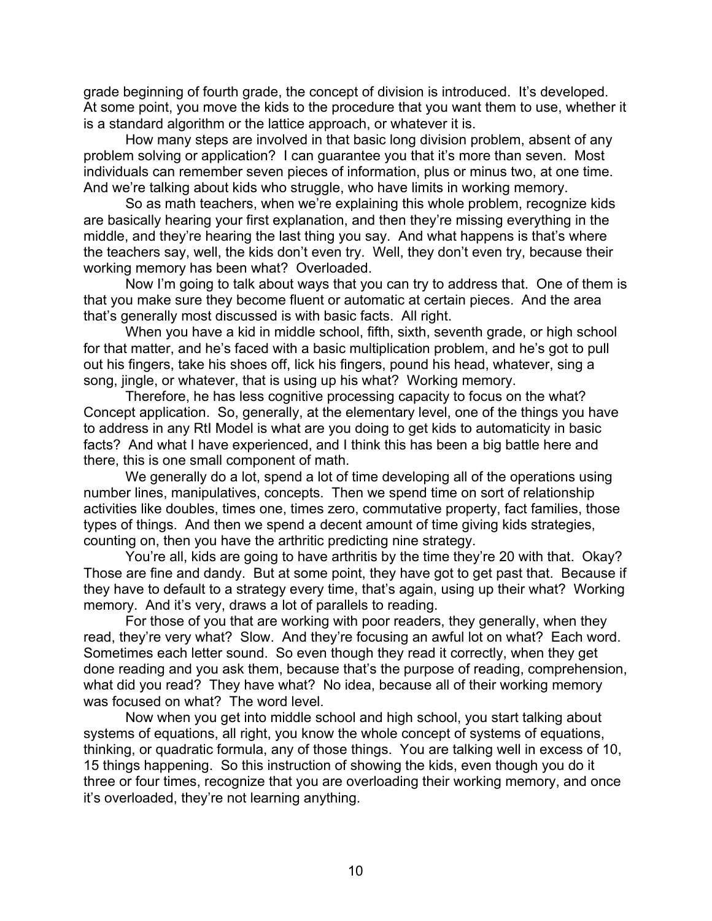grade beginning of fourth grade, the concept of division is introduced. It's developed. At some point, you move the kids to the procedure that you want them to use, whether it is a standard algorithm or the lattice approach, or whatever it is.

How many steps are involved in that basic long division problem, absent of any problem solving or application? I can guarantee you that it's more than seven. Most individuals can remember seven pieces of information, plus or minus two, at one time. And we're talking about kids who struggle, who have limits in working memory.

So as math teachers, when we're explaining this whole problem, recognize kids are basically hearing your first explanation, and then they're missing everything in the middle, and they're hearing the last thing you say. And what happens is that's where the teachers say, well, the kids don't even try. Well, they don't even try, because their working memory has been what? Overloaded.

Now I'm going to talk about ways that you can try to address that. One of them is that you make sure they become fluent or automatic at certain pieces. And the area that's generally most discussed is with basic facts. All right.

When you have a kid in middle school, fifth, sixth, seventh grade, or high school for that matter, and he's faced with a basic multiplication problem, and he's got to pull out his fingers, take his shoes off, lick his fingers, pound his head, whatever, sing a song, jingle, or whatever, that is using up his what? Working memory.

Therefore, he has less cognitive processing capacity to focus on the what? Concept application. So, generally, at the elementary level, one of the things you have to address in any RtI Model is what are you doing to get kids to automaticity in basic facts? And what I have experienced, and I think this has been a big battle here and there, this is one small component of math.

We generally do a lot, spend a lot of time developing all of the operations using number lines, manipulatives, concepts. Then we spend time on sort of relationship activities like doubles, times one, times zero, commutative property, fact families, those types of things. And then we spend a decent amount of time giving kids strategies, counting on, then you have the arthritic predicting nine strategy.

You're all, kids are going to have arthritis by the time they're 20 with that. Okay? Those are fine and dandy. But at some point, they have got to get past that. Because if they have to default to a strategy every time, that's again, using up their what? Working memory. And it's very, draws a lot of parallels to reading.

For those of you that are working with poor readers, they generally, when they read, they're very what? Slow. And they're focusing an awful lot on what? Each word. Sometimes each letter sound. So even though they read it correctly, when they get done reading and you ask them, because that's the purpose of reading, comprehension, what did you read? They have what? No idea, because all of their working memory was focused on what? The word level.

Now when you get into middle school and high school, you start talking about systems of equations, all right, you know the whole concept of systems of equations, thinking, or quadratic formula, any of those things. You are talking well in excess of 10, 15 things happening. So this instruction of showing the kids, even though you do it three or four times, recognize that you are overloading their working memory, and once it's overloaded, they're not learning anything.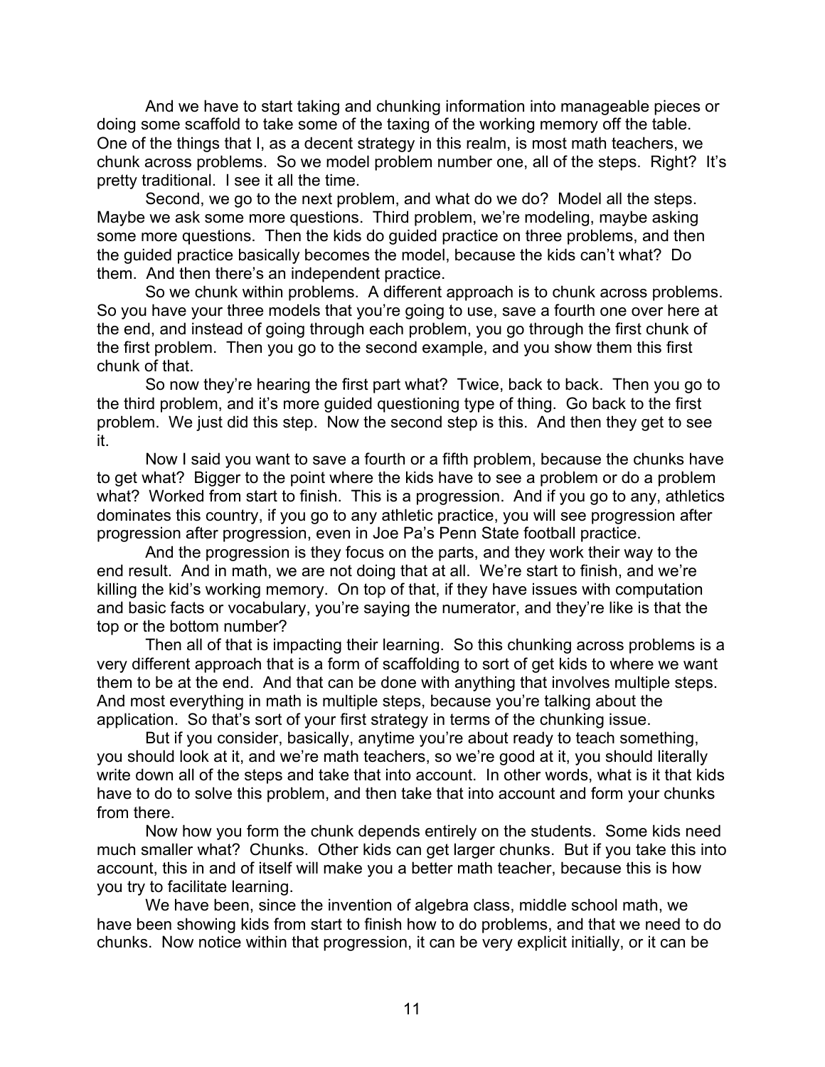And we have to start taking and chunking information into manageable pieces or doing some scaffold to take some of the taxing of the working memory off the table. One of the things that I, as a decent strategy in this realm, is most math teachers, we chunk across problems. So we model problem number one, all of the steps. Right? It's pretty traditional. I see it all the time.

Second, we go to the next problem, and what do we do? Model all the steps. Maybe we ask some more questions. Third problem, we're modeling, maybe asking some more questions. Then the kids do guided practice on three problems, and then the guided practice basically becomes the model, because the kids can't what? Do them. And then there's an independent practice.

So we chunk within problems. A different approach is to chunk across problems. So you have your three models that you're going to use, save a fourth one over here at the end, and instead of going through each problem, you go through the first chunk of the first problem. Then you go to the second example, and you show them this first chunk of that.

So now they're hearing the first part what? Twice, back to back. Then you go to the third problem, and it's more guided questioning type of thing. Go back to the first problem. We just did this step. Now the second step is this. And then they get to see it.

Now I said you want to save a fourth or a fifth problem, because the chunks have to get what? Bigger to the point where the kids have to see a problem or do a problem what? Worked from start to finish. This is a progression. And if you go to any, athletics dominates this country, if you go to any athletic practice, you will see progression after progression after progression, even in Joe Pa's Penn State football practice.

And the progression is they focus on the parts, and they work their way to the end result. And in math, we are not doing that at all. We're start to finish, and we're killing the kid's working memory. On top of that, if they have issues with computation and basic facts or vocabulary, you're saying the numerator, and they're like is that the top or the bottom number?

Then all of that is impacting their learning. So this chunking across problems is a very different approach that is a form of scaffolding to sort of get kids to where we want them to be at the end. And that can be done with anything that involves multiple steps. And most everything in math is multiple steps, because you're talking about the application. So that's sort of your first strategy in terms of the chunking issue.

But if you consider, basically, anytime you're about ready to teach something, you should look at it, and we're math teachers, so we're good at it, you should literally write down all of the steps and take that into account. In other words, what is it that kids have to do to solve this problem, and then take that into account and form your chunks from there.

Now how you form the chunk depends entirely on the students. Some kids need much smaller what? Chunks. Other kids can get larger chunks. But if you take this into account, this in and of itself will make you a better math teacher, because this is how you try to facilitate learning.

We have been, since the invention of algebra class, middle school math, we have been showing kids from start to finish how to do problems, and that we need to do chunks. Now notice within that progression, it can be very explicit initially, or it can be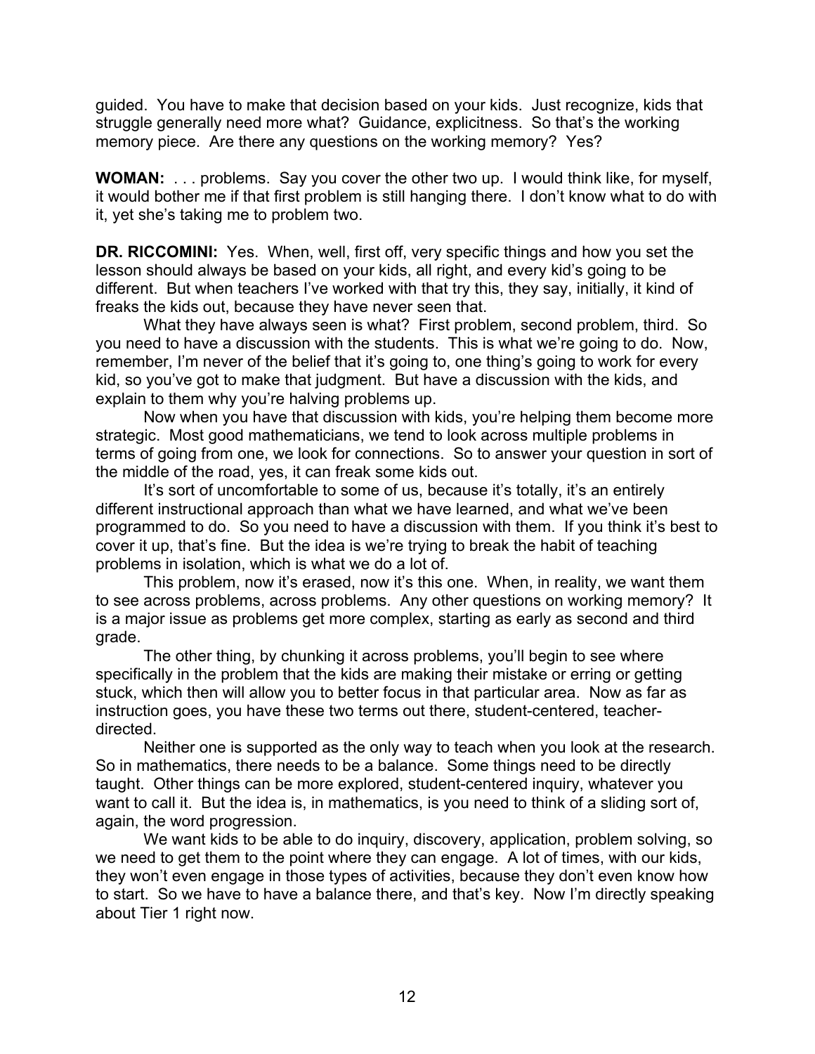guided. You have to make that decision based on your kids. Just recognize, kids that struggle generally need more what? Guidance, explicitness. So that's the working memory piece. Are there any questions on the working memory? Yes?

**WOMAN:** . . . problems. Say you cover the other two up. I would think like, for myself, it would bother me if that first problem is still hanging there. I don't know what to do with it, yet she's taking me to problem two.

**DR. RICCOMINI:** Yes. When, well, first off, very specific things and how you set the lesson should always be based on your kids, all right, and every kid's going to be different. But when teachers I've worked with that try this, they say, initially, it kind of freaks the kids out, because they have never seen that.

What they have always seen is what? First problem, second problem, third. So you need to have a discussion with the students. This is what we're going to do. Now, remember, I'm never of the belief that it's going to, one thing's going to work for every kid, so you've got to make that judgment. But have a discussion with the kids, and explain to them why you're halving problems up.

Now when you have that discussion with kids, you're helping them become more strategic. Most good mathematicians, we tend to look across multiple problems in terms of going from one, we look for connections. So to answer your question in sort of the middle of the road, yes, it can freak some kids out.

It's sort of uncomfortable to some of us, because it's totally, it's an entirely different instructional approach than what we have learned, and what we've been programmed to do. So you need to have a discussion with them. If you think it's best to cover it up, that's fine. But the idea is we're trying to break the habit of teaching problems in isolation, which is what we do a lot of.

This problem, now it's erased, now it's this one. When, in reality, we want them to see across problems, across problems. Any other questions on working memory? It is a major issue as problems get more complex, starting as early as second and third grade.

The other thing, by chunking it across problems, you'll begin to see where specifically in the problem that the kids are making their mistake or erring or getting stuck, which then will allow you to better focus in that particular area. Now as far as instruction goes, you have these two terms out there, student-centered, teacher-directed.

Neither one is supported as the only way to teach when you look at the research. So in mathematics, there needs to be a balance. Some things need to be directly taught. Other things can be more explored, student-centered inquiry, whatever you want to call it. But the idea is, in mathematics, is you need to think of a sliding sort of, again, the word progression.

We want kids to be able to do inquiry, discovery, application, problem solving, so we need to get them to the point where they can engage. A lot of times, with our kids, they won't even engage in those types of activities, because they don't even know how to start. So we have to have a balance there, and that's key. Now I'm directly speaking about Tier 1 right now.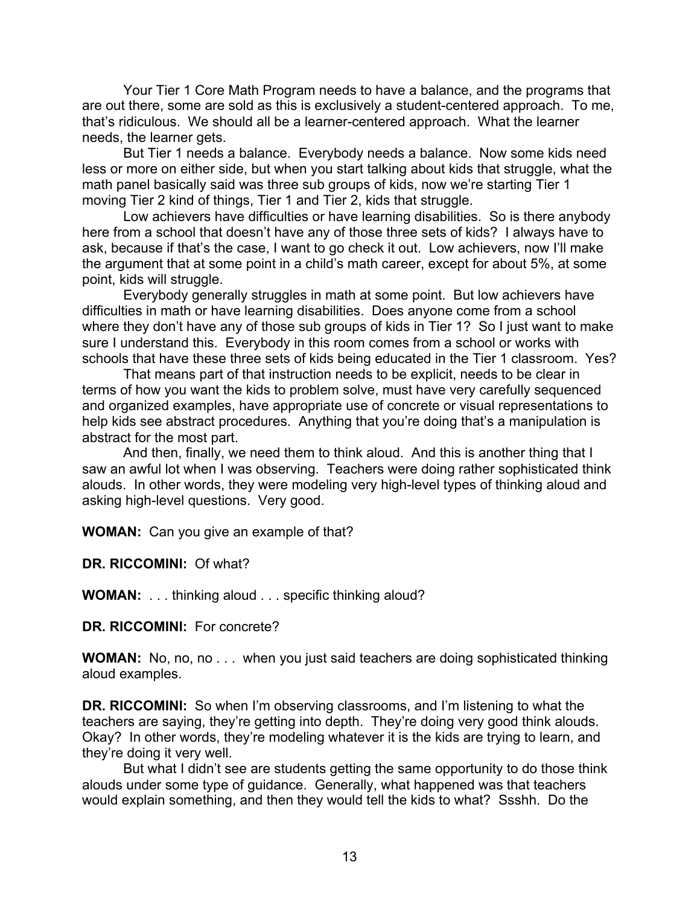Your Tier 1 Core Math Program needs to have a balance, and the programs that are out there, some are sold as this is exclusively a student-centered approach. To me, that's ridiculous. We should all be a learner-centered approach. What the learner needs, the learner gets.

But Tier 1 needs a balance. Everybody needs a balance. Now some kids need less or more on either side, but when you start talking about kids that struggle, what the math panel basically said was three sub groups of kids, now we're starting Tier 1 moving Tier 2 kind of things, Tier 1 and Tier 2, kids that struggle.

Low achievers have difficulties or have learning disabilities. So is there anybody here from a school that doesn't have any of those three sets of kids? I always have to ask, because if that's the case, I want to go check it out. Low achievers, now I'll make the argument that at some point in a child's math career, except for about 5%, at some point, kids will struggle.

Everybody generally struggles in math at some point. But low achievers have difficulties in math or have learning disabilities. Does anyone come from a school where they don't have any of those sub groups of kids in Tier 1? So I just want to make sure I understand this. Everybody in this room comes from a school or works with schools that have these three sets of kids being educated in the Tier 1 classroom. Yes?

That means part of that instruction needs to be explicit, needs to be clear in terms of how you want the kids to problem solve, must have very carefully sequenced and organized examples, have appropriate use of concrete or visual representations to help kids see abstract procedures. Anything that you're doing that's a manipulation is abstract for the most part.

And then, finally, we need them to think aloud. And this is another thing that I saw an awful lot when I was observing. Teachers were doing rather sophisticated think alouds. In other words, they were modeling very high-level types of thinking aloud and asking high-level questions. Very good.

**WOMAN:** Can you give an example of that?

**DR. RICCOMINI:** Of what?

**WOMAN:** . . . thinking aloud . . . specific thinking aloud?

**DR. RICCOMINI:** For concrete?

**WOMAN:** No, no, no . . . when you just said teachers are doing sophisticated thinking aloud examples.

**DR. RICCOMINI:** So when I'm observing classrooms, and I'm listening to what the teachers are saying, they're getting into depth. They're doing very good think alouds. Okay? In other words, they're modeling whatever it is the kids are trying to learn, and they're doing it very well.

But what I didn't see are students getting the same opportunity to do those think alouds under some type of guidance. Generally, what happened was that teachers would explain something, and then they would tell the kids to what? Ssshh. Do the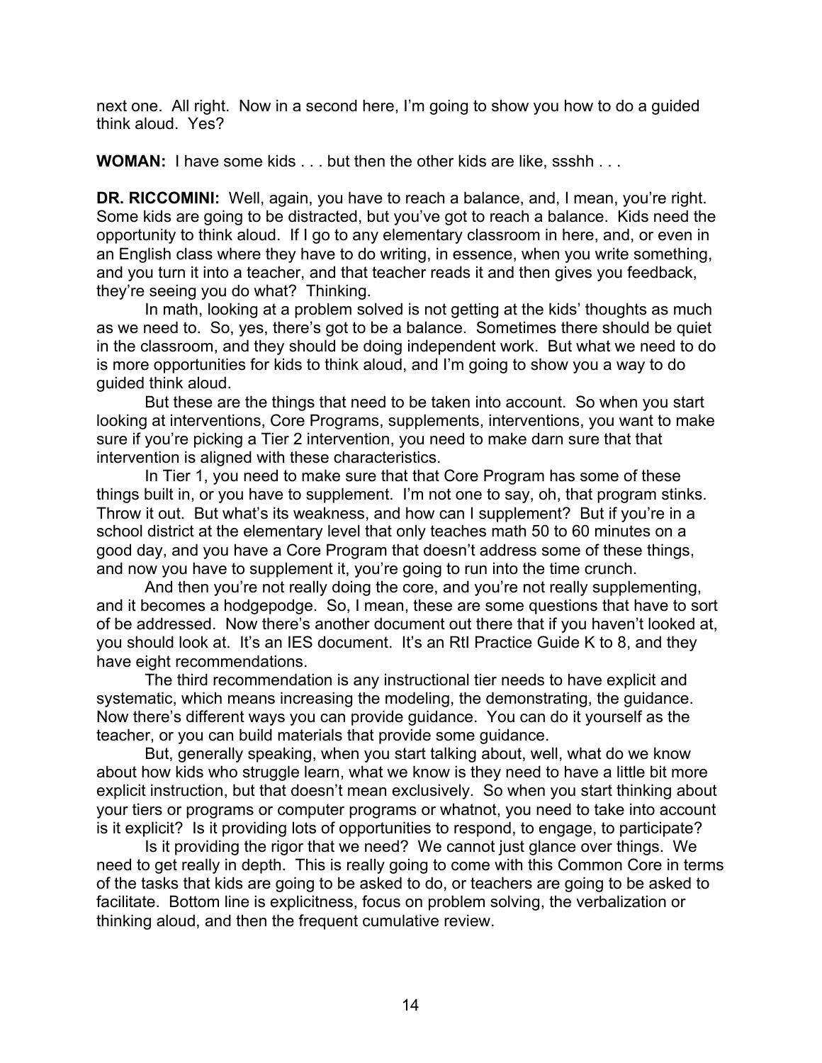next one. All right. Now in a second here, I'm going to show you how to do a guided think aloud. Yes?

**WOMAN:** I have some kids . . . but then the other kids are like, ssshh . . .

**DR. RICCOMINI:** Well, again, you have to reach a balance, and, I mean, you're right. Some kids are going to be distracted, but you've got to reach a balance. Kids need the opportunity to think aloud. If I go to any elementary classroom in here, and, or even in an English class where they have to do writing, in essence, when you write something, and you turn it into a teacher, and that teacher reads it and then gives you feedback, they're seeing you do what? Thinking.

In math, looking at a problem solved is not getting at the kids' thoughts as much as we need to. So, yes, there's got to be a balance. Sometimes there should be quiet in the classroom, and they should be doing independent work. But what we need to do is more opportunities for kids to think aloud, and I'm going to show you a way to do guided think aloud.

But these are the things that need to be taken into account. So when you start looking at interventions, Core Programs, supplements, interventions, you want to make sure if you're picking a Tier 2 intervention, you need to make darn sure that that intervention is aligned with these characteristics.

In Tier 1, you need to make sure that that Core Program has some of these things built in, or you have to supplement. I'm not one to say, oh, that program stinks. Throw it out. But what's its weakness, and how can I supplement? But if you're in a school district at the elementary level that only teaches math 50 to 60 minutes on a good day, and you have a Core Program that doesn't address some of these things, and now you have to supplement it, you're going to run into the time crunch.

And then you're not really doing the core, and you're not really supplementing, and it becomes a hodgepodge. So, I mean, these are some questions that have to sort of be addressed. Now there's another document out there that if you haven't looked at, you should look at. It's an IES document. It's an RtI Practice Guide K to 8, and they have eight recommendations.

The third recommendation is any instructional tier needs to have explicit and systematic, which means increasing the modeling, the demonstrating, the guidance. Now there's different ways you can provide guidance. You can do it yourself as the teacher, or you can build materials that provide some guidance.

But, generally speaking, when you start talking about, well, what do we know about how kids who struggle learn, what we know is they need to have a little bit more explicit instruction, but that doesn't mean exclusively. So when you start thinking about your tiers or programs or computer programs or whatnot, you need to take into account is it explicit? Is it providing lots of opportunities to respond, to engage, to participate?

Is it providing the rigor that we need? We cannot just glance over things. We need to get really in depth. This is really going to come with this Common Core in terms of the tasks that kids are going to be asked to do, or teachers are going to be asked to facilitate. Bottom line is explicitness, focus on problem solving, the verbalization or thinking aloud, and then the frequent cumulative review.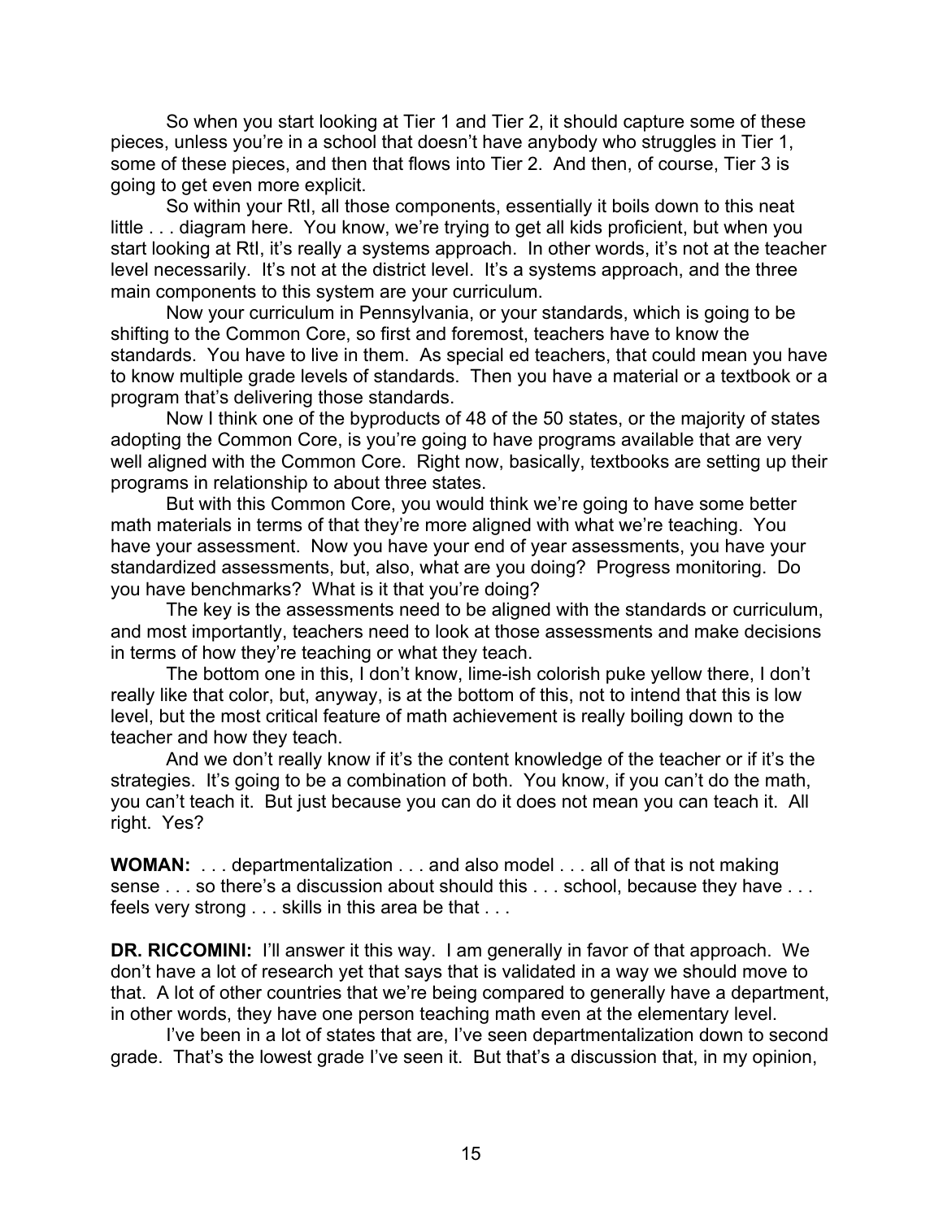So when you start looking at Tier 1 and Tier 2, it should capture some of these pieces, unless you're in a school that doesn't have anybody who struggles in Tier 1, some of these pieces, and then that flows into Tier 2. And then, of course, Tier 3 is going to get even more explicit.

So within your RtI, all those components, essentially it boils down to this neat little . . . diagram here. You know, we're trying to get all kids proficient, but when you start looking at RtI, it's really a systems approach. In other words, it's not at the teacher level necessarily. It's not at the district level. It's a systems approach, and the three main components to this system are your curriculum.

Now your curriculum in Pennsylvania, or your standards, which is going to be shifting to the Common Core, so first and foremost, teachers have to know the standards. You have to live in them. As special ed teachers, that could mean you have to know multiple grade levels of standards. Then you have a material or a textbook or a program that's delivering those standards.

Now I think one of the byproducts of 48 of the 50 states, or the majority of states adopting the Common Core, is you're going to have programs available that are very well aligned with the Common Core. Right now, basically, textbooks are setting up their programs in relationship to about three states.

But with this Common Core, you would think we're going to have some better math materials in terms of that they're more aligned with what we're teaching. You have your assessment. Now you have your end of year assessments, you have your standardized assessments, but, also, what are you doing? Progress monitoring. Do you have benchmarks? What is it that you're doing?

The key is the assessments need to be aligned with the standards or curriculum, and most importantly, teachers need to look at those assessments and make decisions in terms of how they're teaching or what they teach.

The bottom one in this, I don't know, lime-ish colorish puke yellow there, I don't really like that color, but, anyway, is at the bottom of this, not to intend that this is low level, but the most critical feature of math achievement is really boiling down to the teacher and how they teach.

And we don't really know if it's the content knowledge of the teacher or if it's the strategies. It's going to be a combination of both. You know, if you can't do the math, you can't teach it. But just because you can do it does not mean you can teach it. All right. Yes?

**WOMAN:** . . . departmentalization . . . and also model . . . all of that is not making sense . . . so there's a discussion about should this . . . school, because they have . . . feels very strong . . . skills in this area be that . . .

**DR. RICCOMINI:** I'll answer it this way. I am generally in favor of that approach. We don't have a lot of research yet that says that is validated in a way we should move to that. A lot of other countries that we're being compared to generally have a department, in other words, they have one person teaching math even at the elementary level.

I've been in a lot of states that are, I've seen departmentalization down to second grade. That's the lowest grade I've seen it. But that's a discussion that, in my opinion,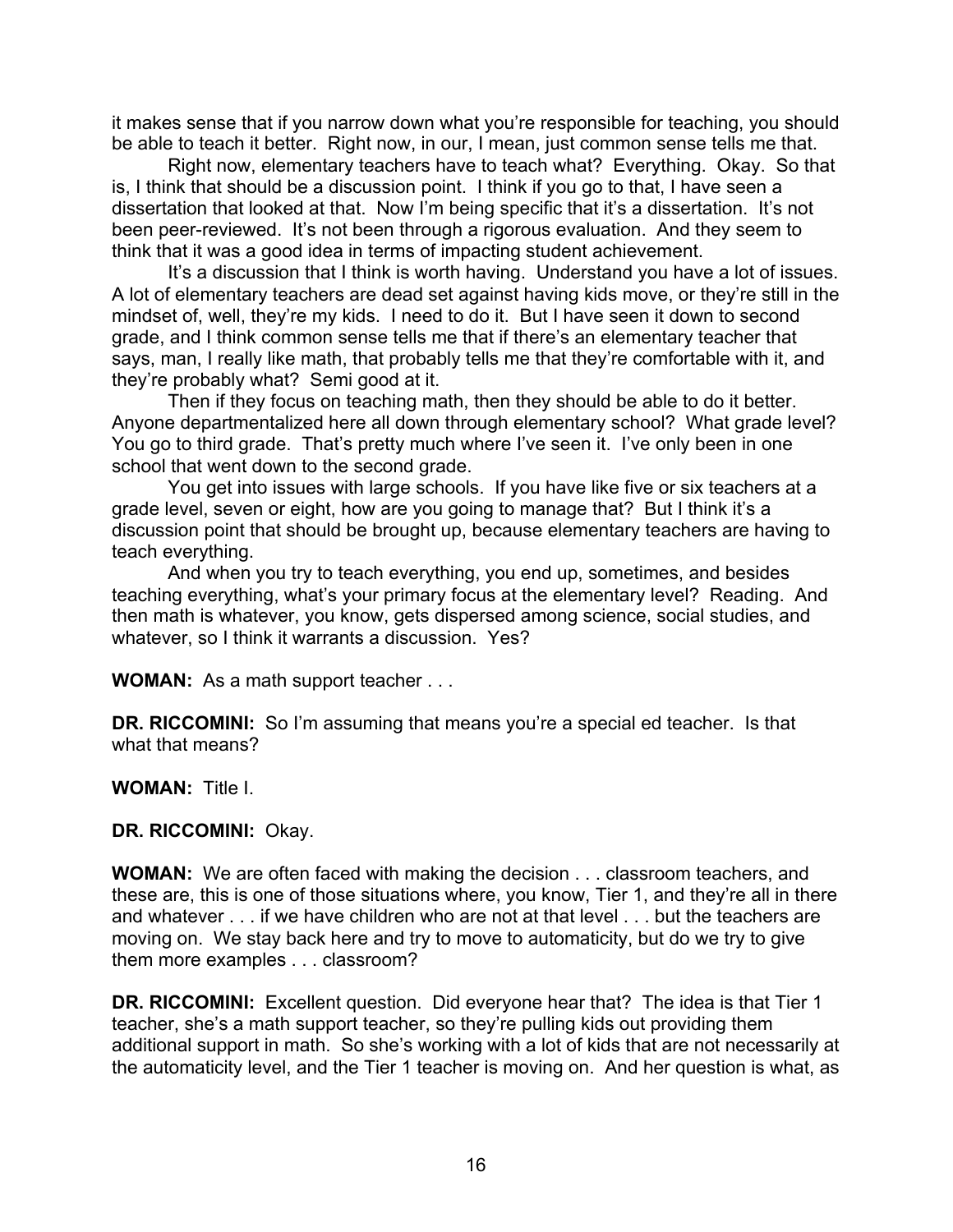it makes sense that if you narrow down what you're responsible for teaching, you should be able to teach it better. Right now, in our, I mean, just common sense tells me that.

Right now, elementary teachers have to teach what? Everything. Okay. So that is, I think that should be a discussion point. I think if you go to that, I have seen a dissertation that looked at that. Now I'm being specific that it's a dissertation. It's not been peer-reviewed. It's not been through a rigorous evaluation. And they seem to think that it was a good idea in terms of impacting student achievement.

It's a discussion that I think is worth having. Understand you have a lot of issues. A lot of elementary teachers are dead set against having kids move, or they're still in the mindset of, well, they're my kids. I need to do it. But I have seen it down to second grade, and I think common sense tells me that if there's an elementary teacher that says, man, I really like math, that probably tells me that they're comfortable with it, and they're probably what? Semi good at it.

Then if they focus on teaching math, then they should be able to do it better. Anyone departmentalized here all down through elementary school? What grade level? You go to third grade. That's pretty much where I've seen it. I've only been in one school that went down to the second grade.

You get into issues with large schools. If you have like five or six teachers at a grade level, seven or eight, how are you going to manage that? But I think it's a discussion point that should be brought up, because elementary teachers are having to teach everything.

And when you try to teach everything, you end up, sometimes, and besides teaching everything, what's your primary focus at the elementary level? Reading. And then math is whatever, you know, gets dispersed among science, social studies, and whatever, so I think it warrants a discussion. Yes?

**WOMAN:** As a math support teacher . . .

**DR. RICCOMINI:** So I'm assuming that means you're a special ed teacher. Is that what that means?

**WOMAN:** Title I.

**DR. RICCOMINI:** Okay.

**WOMAN:** We are often faced with making the decision . . . classroom teachers, and these are, this is one of those situations where, you know, Tier 1, and they're all in there and whatever . . . if we have children who are not at that level . . . but the teachers are moving on. We stay back here and try to move to automaticity, but do we try to give them more examples . . . classroom?

**DR. RICCOMINI:** Excellent question. Did everyone hear that? The idea is that Tier 1 teacher, she's a math support teacher, so they're pulling kids out providing them additional support in math. So she's working with a lot of kids that are not necessarily at the automaticity level, and the Tier 1 teacher is moving on. And her question is what, as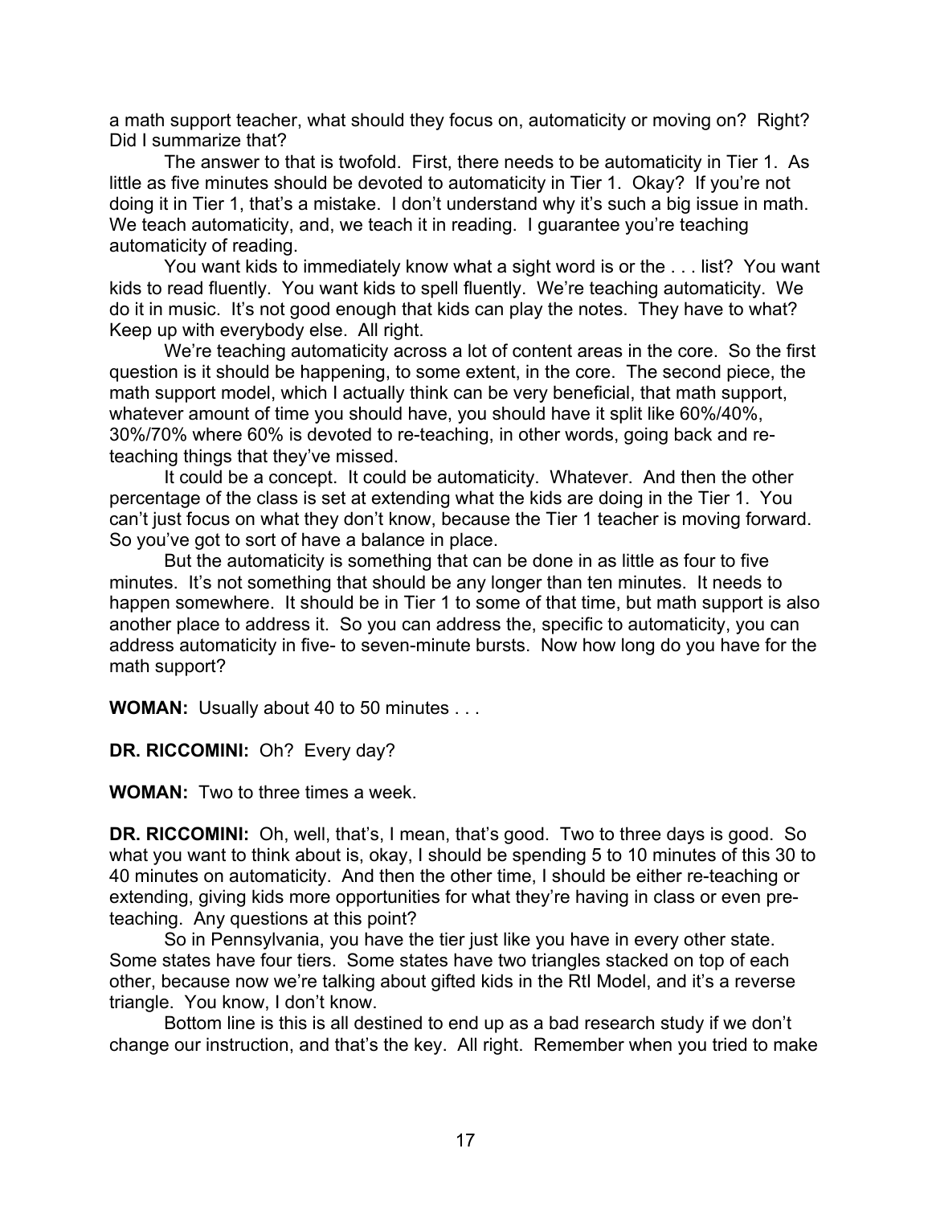a math support teacher, what should they focus on, automaticity or moving on? Right? Did I summarize that?

The answer to that is twofold. First, there needs to be automaticity in Tier 1. As little as five minutes should be devoted to automaticity in Tier 1. Okay? If you're not doing it in Tier 1, that's a mistake. I don't understand why it's such a big issue in math. We teach automaticity, and, we teach it in reading. I guarantee you're teaching automaticity of reading.

You want kids to immediately know what a sight word is or the . . . list? You want kids to read fluently. You want kids to spell fluently. We're teaching automaticity. We do it in music. It's not good enough that kids can play the notes. They have to what? Keep up with everybody else. All right.

We're teaching automaticity across a lot of content areas in the core. So the first question is it should be happening, to some extent, in the core. The second piece, the math support model, which I actually think can be very beneficial, that math support, whatever amount of time you should have, you should have it split like 60%/40%, 30%/70% where 60% is devoted to re-teaching, in other words, going back and re-teaching things that they've missed.

It could be a concept. It could be automaticity. Whatever. And then the other percentage of the class is set at extending what the kids are doing in the Tier 1. You can't just focus on what they don't know, because the Tier 1 teacher is moving forward. So you've got to sort of have a balance in place.

But the automaticity is something that can be done in as little as four to five minutes. It's not something that should be any longer than ten minutes. It needs to happen somewhere. It should be in Tier 1 to some of that time, but math support is also another place to address it. So you can address the, specific to automaticity, you can address automaticity in five- to seven-minute bursts. Now how long do you have for the math support?

**WOMAN:** Usually about 40 to 50 minutes . . .

**DR. RICCOMINI:** Oh? Every day?

**WOMAN:** Two to three times a week.

**DR. RICCOMINI:** Oh, well, that's, I mean, that's good. Two to three days is good. So what you want to think about is, okay, I should be spending 5 to 10 minutes of this 30 to 40 minutes on automaticity. And then the other time, I should be either re-teaching or extending, giving kids more opportunities for what they're having in class or even pre-teaching. Any questions at this point?

So in Pennsylvania, you have the tier just like you have in every other state. Some states have four tiers. Some states have two triangles stacked on top of each other, because now we're talking about gifted kids in the RtI Model, and it's a reverse triangle. You know, I don't know.

Bottom line is this is all destined to end up as a bad research study if we don't change our instruction, and that's the key. All right. Remember when you tried to make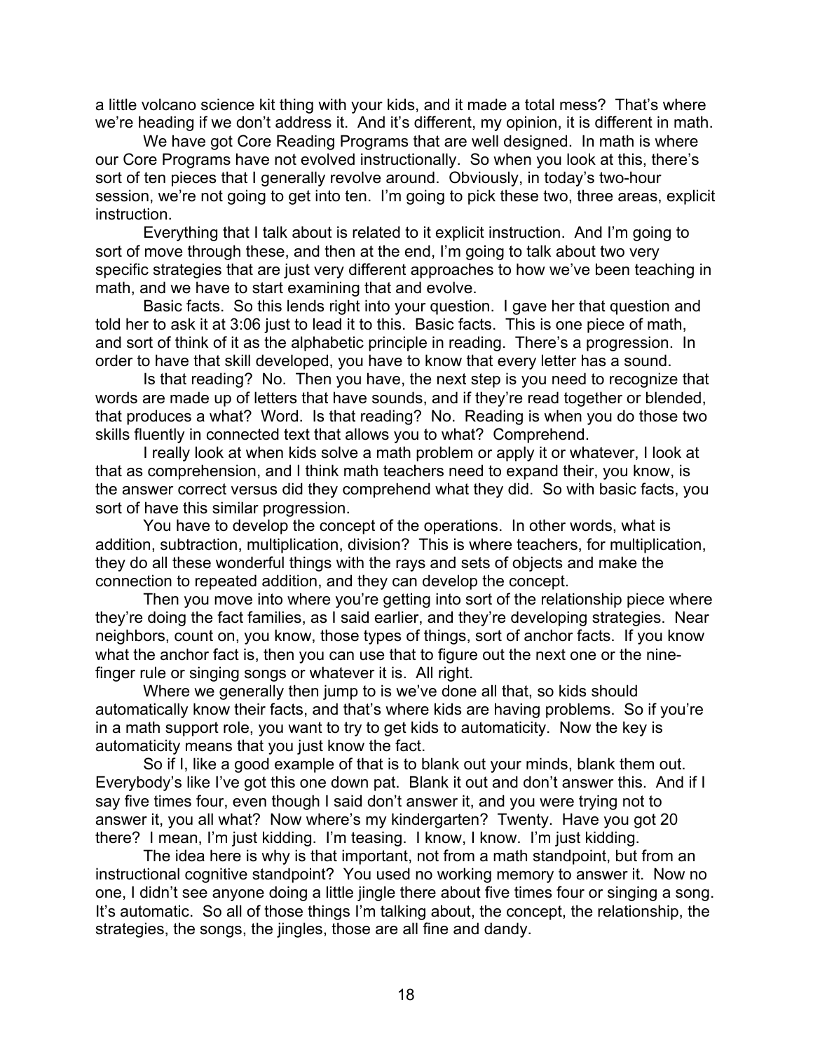a little volcano science kit thing with your kids, and it made a total mess? That's where we're heading if we don't address it. And it's different, my opinion, it is different in math.

We have got Core Reading Programs that are well designed. In math is where our Core Programs have not evolved instructionally. So when you look at this, there's sort of ten pieces that I generally revolve around. Obviously, in today's two-hour session, we're not going to get into ten. I'm going to pick these two, three areas, explicit instruction.

Everything that I talk about is related to it explicit instruction. And I'm going to sort of move through these, and then at the end, I'm going to talk about two very specific strategies that are just very different approaches to how we've been teaching in math, and we have to start examining that and evolve.

Basic facts. So this lends right into your question. I gave her that question and told her to ask it at 3:06 just to lead it to this. Basic facts. This is one piece of math, and sort of think of it as the alphabetic principle in reading. There's a progression. In order to have that skill developed, you have to know that every letter has a sound.

Is that reading? No. Then you have, the next step is you need to recognize that words are made up of letters that have sounds, and if they're read together or blended, that produces a what? Word. Is that reading? No. Reading is when you do those two skills fluently in connected text that allows you to what? Comprehend.

I really look at when kids solve a math problem or apply it or whatever, I look at that as comprehension, and I think math teachers need to expand their, you know, is the answer correct versus did they comprehend what they did. So with basic facts, you sort of have this similar progression.

You have to develop the concept of the operations. In other words, what is addition, subtraction, multiplication, division? This is where teachers, for multiplication, they do all these wonderful things with the rays and sets of objects and make the connection to repeated addition, and they can develop the concept.

Then you move into where you're getting into sort of the relationship piece where they're doing the fact families, as I said earlier, and they're developing strategies. Near neighbors, count on, you know, those types of things, sort of anchor facts. If you know what the anchor fact is, then you can use that to figure out the next one or the nine-finger rule or singing songs or whatever it is. All right.

Where we generally then jump to is we've done all that, so kids should automatically know their facts, and that's where kids are having problems. So if you're in a math support role, you want to try to get kids to automaticity. Now the key is automaticity means that you just know the fact.

So if I, like a good example of that is to blank out your minds, blank them out. Everybody's like I've got this one down pat. Blank it out and don't answer this. And if I say five times four, even though I said don't answer it, and you were trying not to answer it, you all what? Now where's my kindergarten? Twenty. Have you got 20 there? I mean, I'm just kidding. I'm teasing. I know, I know. I'm just kidding.

The idea here is why is that important, not from a math standpoint, but from an instructional cognitive standpoint? You used no working memory to answer it. Now no one, I didn't see anyone doing a little jingle there about five times four or singing a song. It's automatic. So all of those things I'm talking about, the concept, the relationship, the strategies, the songs, the jingles, those are all fine and dandy.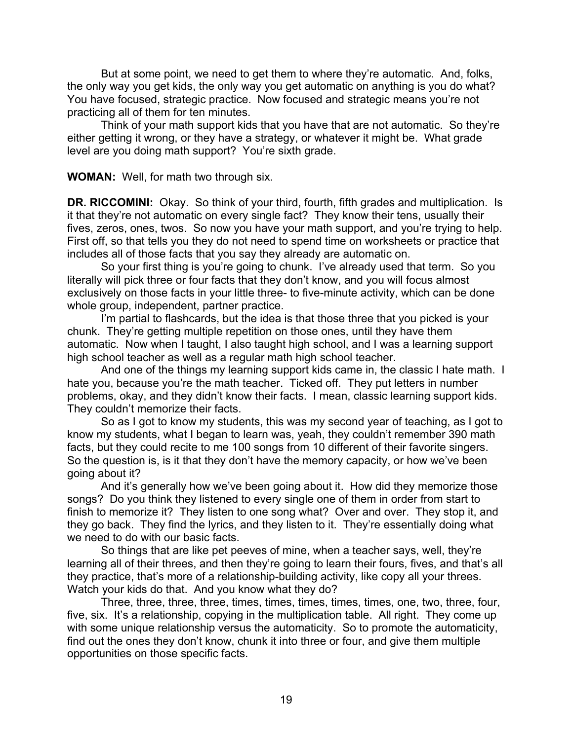But at some point, we need to get them to where they're automatic. And, folks, the only way you get kids, the only way you get automatic on anything is you do what? You have focused, strategic practice. Now focused and strategic means you're not practicing all of them for ten minutes.

Think of your math support kids that you have that are not automatic. So they're either getting it wrong, or they have a strategy, or whatever it might be. What grade level are you doing math support? You're sixth grade.

**WOMAN:** Well, for math two through six.

**DR. RICCOMINI:** Okay. So think of your third, fourth, fifth grades and multiplication. Is it that they're not automatic on every single fact? They know their tens, usually their fives, zeros, ones, twos. So now you have your math support, and you're trying to help. First off, so that tells you they do not need to spend time on worksheets or practice that includes all of those facts that you say they already are automatic on.

So your first thing is you're going to chunk. I've already used that term. So you literally will pick three or four facts that they don't know, and you will focus almost exclusively on those facts in your little three- to five-minute activity, which can be done whole group, independent, partner practice.

I'm partial to flashcards, but the idea is that those three that you picked is your chunk. They're getting multiple repetition on those ones, until they have them automatic. Now when I taught, I also taught high school, and I was a learning support high school teacher as well as a regular math high school teacher.

And one of the things my learning support kids came in, the classic I hate math. I hate you, because you're the math teacher. Ticked off. They put letters in number problems, okay, and they didn't know their facts. I mean, classic learning support kids. They couldn't memorize their facts.

So as I got to know my students, this was my second year of teaching, as I got to know my students, what I began to learn was, yeah, they couldn't remember 390 math facts, but they could recite to me 100 songs from 10 different of their favorite singers. So the question is, is it that they don't have the memory capacity, or how we've been going about it?

And it's generally how we've been going about it. How did they memorize those songs? Do you think they listened to every single one of them in order from start to finish to memorize it? They listen to one song what? Over and over. They stop it, and they go back. They find the lyrics, and they listen to it. They're essentially doing what we need to do with our basic facts.

So things that are like pet peeves of mine, when a teacher says, well, they're learning all of their threes, and then they're going to learn their fours, fives, and that's all they practice, that's more of a relationship-building activity, like copy all your threes. Watch your kids do that. And you know what they do?

Three, three, three, three, times, times, times, times, times, one, two, three, four, five, six. It's a relationship, copying in the multiplication table. All right. They come up with some unique relationship versus the automaticity. So to promote the automaticity, find out the ones they don't know, chunk it into three or four, and give them multiple opportunities on those specific facts.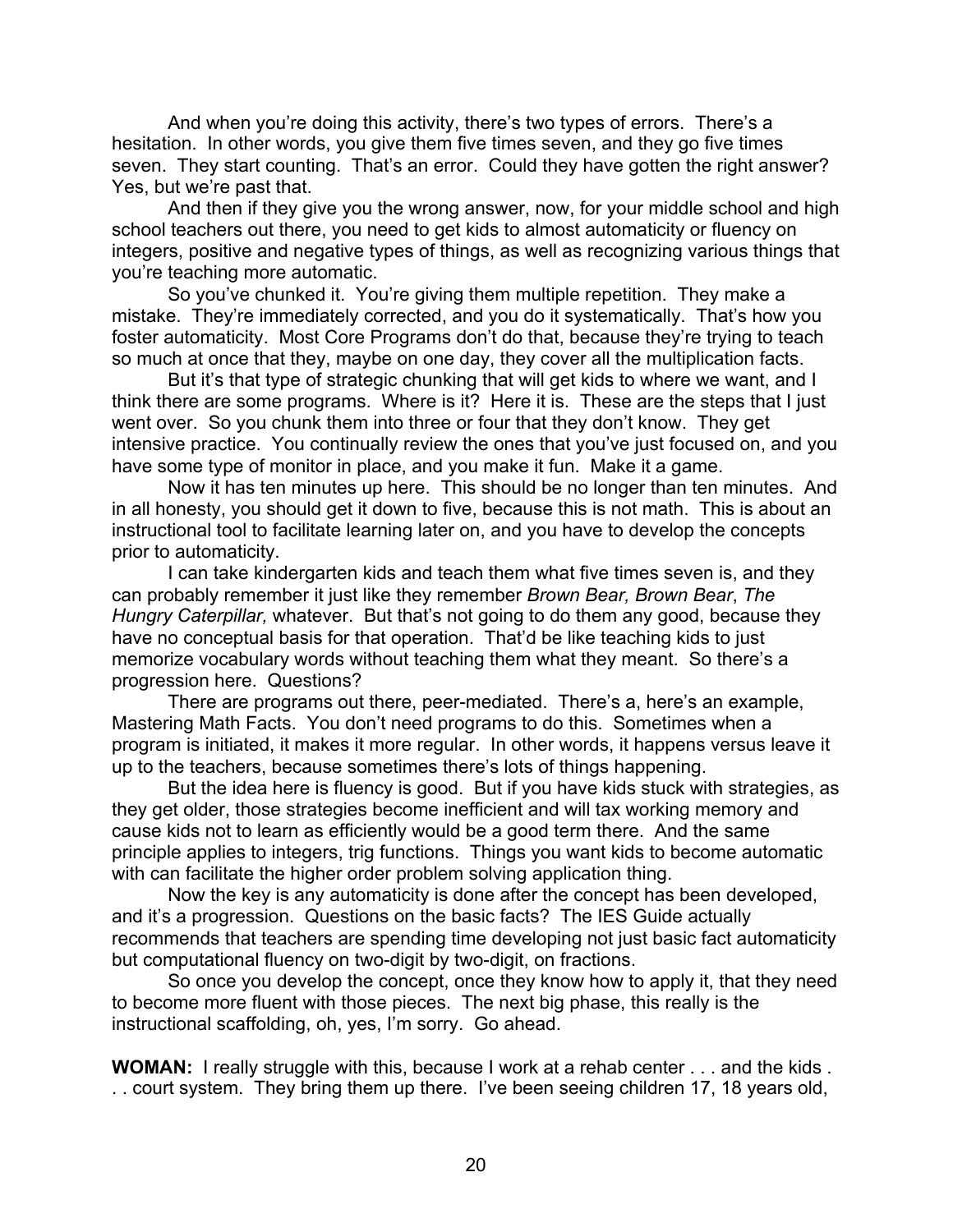And when you're doing this activity, there's two types of errors. There's a hesitation. In other words, you give them five times seven, and they go five times seven. They start counting. That's an error. Could they have gotten the right answer? Yes, but we're past that.

And then if they give you the wrong answer, now, for your middle school and high school teachers out there, you need to get kids to almost automaticity or fluency on integers, positive and negative types of things, as well as recognizing various things that you're teaching more automatic.

So you've chunked it. You're giving them multiple repetition. They make a mistake. They're immediately corrected, and you do it systematically. That's how you foster automaticity. Most Core Programs don't do that, because they're trying to teach so much at once that they, maybe on one day, they cover all the multiplication facts.

But it's that type of strategic chunking that will get kids to where we want, and I think there are some programs. Where is it? Here it is. These are the steps that I just went over. So you chunk them into three or four that they don't know. They get intensive practice. You continually review the ones that you've just focused on, and you have some type of monitor in place, and you make it fun. Make it a game.

Now it has ten minutes up here. This should be no longer than ten minutes. And in all honesty, you should get it down to five, because this is not math. This is about an instructional tool to facilitate learning later on, and you have to develop the concepts prior to automaticity.

I can take kindergarten kids and teach them what five times seven is, and they can probably remember it just like they remember *Brown Bear, Brown Bear*, *The Hungry Caterpillar,* whatever. But that's not going to do them any good, because they have no conceptual basis for that operation. That'd be like teaching kids to just memorize vocabulary words without teaching them what they meant. So there's a progression here. Questions?

There are programs out there, peer-mediated. There's a, here's an example, Mastering Math Facts. You don't need programs to do this. Sometimes when a program is initiated, it makes it more regular. In other words, it happens versus leave it up to the teachers, because sometimes there's lots of things happening.

But the idea here is fluency is good. But if you have kids stuck with strategies, as they get older, those strategies become inefficient and will tax working memory and cause kids not to learn as efficiently would be a good term there. And the same principle applies to integers, trig functions. Things you want kids to become automatic with can facilitate the higher order problem solving application thing.

Now the key is any automaticity is done after the concept has been developed, and it's a progression. Questions on the basic facts? The IES Guide actually recommends that teachers are spending time developing not just basic fact automaticity but computational fluency on two-digit by two-digit, on fractions.

So once you develop the concept, once they know how to apply it, that they need to become more fluent with those pieces. The next big phase, this really is the instructional scaffolding, oh, yes, I'm sorry. Go ahead.

**WOMAN:** I really struggle with this, because I work at a rehab center . . . and the kids . . . court system. They bring them up there. I've been seeing children 17, 18 years old,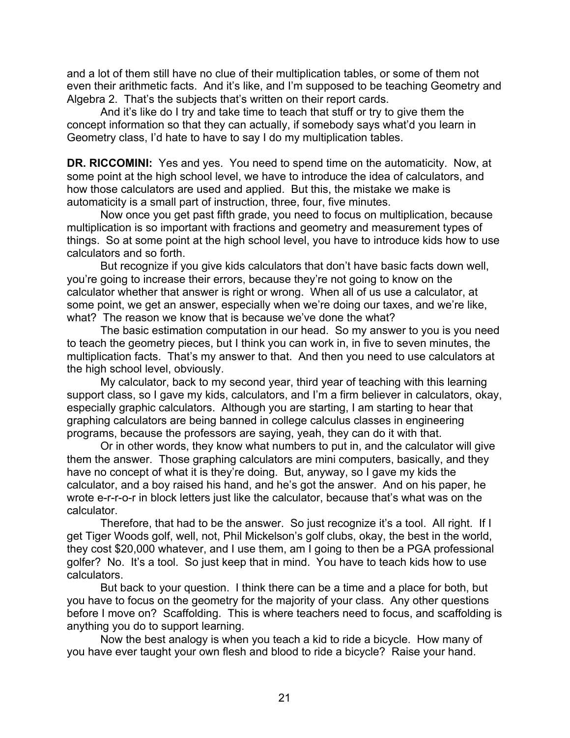and a lot of them still have no clue of their multiplication tables, or some of them not even their arithmetic facts. And it's like, and I'm supposed to be teaching Geometry and Algebra 2. That's the subjects that's written on their report cards.

And it's like do I try and take time to teach that stuff or try to give them the concept information so that they can actually, if somebody says what'd you learn in Geometry class, I'd hate to have to say I do my multiplication tables.

**DR. RICCOMINI:** Yes and yes. You need to spend time on the automaticity. Now, at some point at the high school level, we have to introduce the idea of calculators, and how those calculators are used and applied. But this, the mistake we make is automaticity is a small part of instruction, three, four, five minutes.

Now once you get past fifth grade, you need to focus on multiplication, because multiplication is so important with fractions and geometry and measurement types of things. So at some point at the high school level, you have to introduce kids how to use calculators and so forth.

But recognize if you give kids calculators that don't have basic facts down well, you're going to increase their errors, because they're not going to know on the calculator whether that answer is right or wrong. When all of us use a calculator, at some point, we get an answer, especially when we're doing our taxes, and we're like, what? The reason we know that is because we've done the what?

The basic estimation computation in our head. So my answer to you is you need to teach the geometry pieces, but I think you can work in, in five to seven minutes, the multiplication facts. That's my answer to that. And then you need to use calculators at the high school level, obviously.

My calculator, back to my second year, third year of teaching with this learning support class, so I gave my kids, calculators, and I'm a firm believer in calculators, okay, especially graphic calculators. Although you are starting, I am starting to hear that graphing calculators are being banned in college calculus classes in engineering programs, because the professors are saying, yeah, they can do it with that.

Or in other words, they know what numbers to put in, and the calculator will give them the answer. Those graphing calculators are mini computers, basically, and they have no concept of what it is they're doing. But, anyway, so I gave my kids the calculator, and a boy raised his hand, and he's got the answer. And on his paper, he wrote e-r-r-o-r in block letters just like the calculator, because that's what was on the calculator.

Therefore, that had to be the answer. So just recognize it's a tool. All right. If I get Tiger Woods golf, well, not, Phil Mickelson's golf clubs, okay, the best in the world, they cost $20,000 whatever, and I use them, am I going to then be a PGA professional golfer? No. It's a tool. So just keep that in mind. You have to teach kids how to use calculators.

But back to your question. I think there can be a time and a place for both, but you have to focus on the geometry for the majority of your class. Any other questions before I move on? Scaffolding. This is where teachers need to focus, and scaffolding is anything you do to support learning.

Now the best analogy is when you teach a kid to ride a bicycle. How many of you have ever taught your own flesh and blood to ride a bicycle? Raise your hand.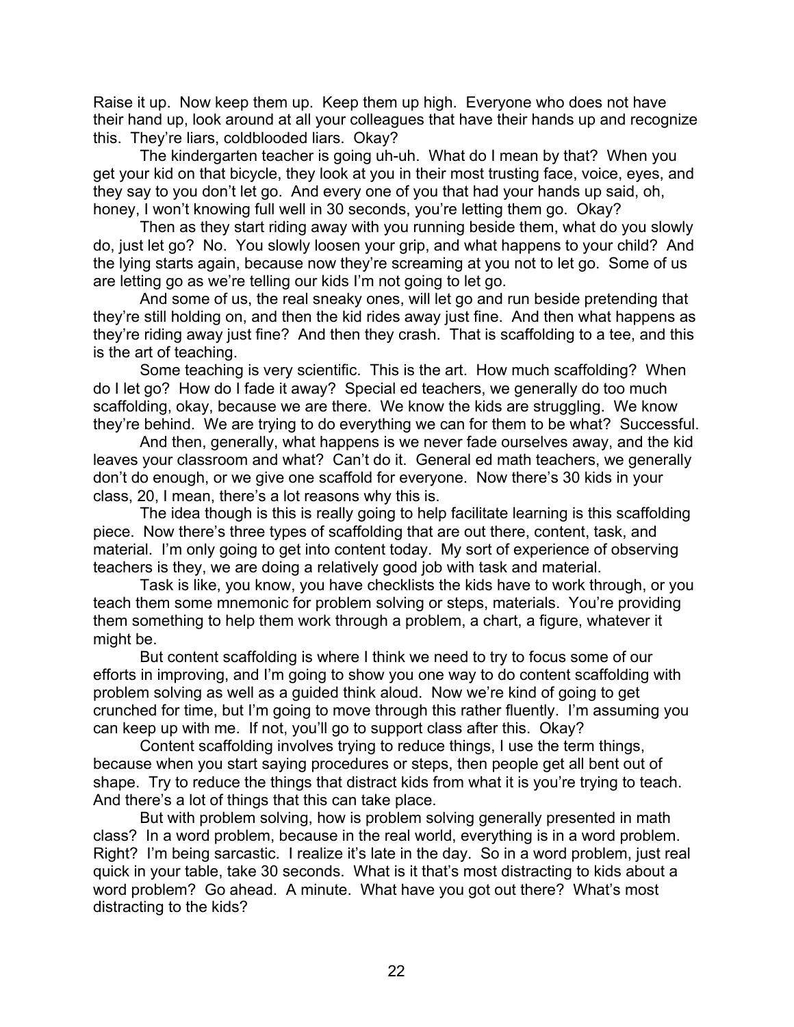Raise it up. Now keep them up. Keep them up high. Everyone who does not have their hand up, look around at all your colleagues that have their hands up and recognize this. They're liars, coldblooded liars. Okay?

The kindergarten teacher is going uh-uh. What do I mean by that? When you get your kid on that bicycle, they look at you in their most trusting face, voice, eyes, and they say to you don't let go. And every one of you that had your hands up said, oh, honey, I won't knowing full well in 30 seconds, you're letting them go. Okay?

Then as they start riding away with you running beside them, what do you slowly do, just let go? No. You slowly loosen your grip, and what happens to your child? And the lying starts again, because now they're screaming at you not to let go. Some of us are letting go as we're telling our kids I'm not going to let go.

And some of us, the real sneaky ones, will let go and run beside pretending that they're still holding on, and then the kid rides away just fine. And then what happens as they're riding away just fine? And then they crash. That is scaffolding to a tee, and this is the art of teaching.

Some teaching is very scientific. This is the art. How much scaffolding? When do I let go? How do I fade it away? Special ed teachers, we generally do too much scaffolding, okay, because we are there. We know the kids are struggling. We know they're behind. We are trying to do everything we can for them to be what? Successful.

And then, generally, what happens is we never fade ourselves away, and the kid leaves your classroom and what? Can't do it. General ed math teachers, we generally don't do enough, or we give one scaffold for everyone. Now there's 30 kids in your class, 20, I mean, there's a lot reasons why this is.

The idea though is this is really going to help facilitate learning is this scaffolding piece. Now there's three types of scaffolding that are out there, content, task, and material. I'm only going to get into content today. My sort of experience of observing teachers is they, we are doing a relatively good job with task and material.

Task is like, you know, you have checklists the kids have to work through, or you teach them some mnemonic for problem solving or steps, materials. You're providing them something to help them work through a problem, a chart, a figure, whatever it might be.

But content scaffolding is where I think we need to try to focus some of our efforts in improving, and I'm going to show you one way to do content scaffolding with problem solving as well as a guided think aloud. Now we're kind of going to get crunched for time, but I'm going to move through this rather fluently. I'm assuming you can keep up with me. If not, you'll go to support class after this. Okay?

Content scaffolding involves trying to reduce things, I use the term things, because when you start saying procedures or steps, then people get all bent out of shape. Try to reduce the things that distract kids from what it is you're trying to teach. And there's a lot of things that this can take place.

But with problem solving, how is problem solving generally presented in math class? In a word problem, because in the real world, everything is in a word problem. Right? I'm being sarcastic. I realize it's late in the day. So in a word problem, just real quick in your table, take 30 seconds. What is it that's most distracting to kids about a word problem? Go ahead. A minute. What have you got out there? What's most distracting to the kids?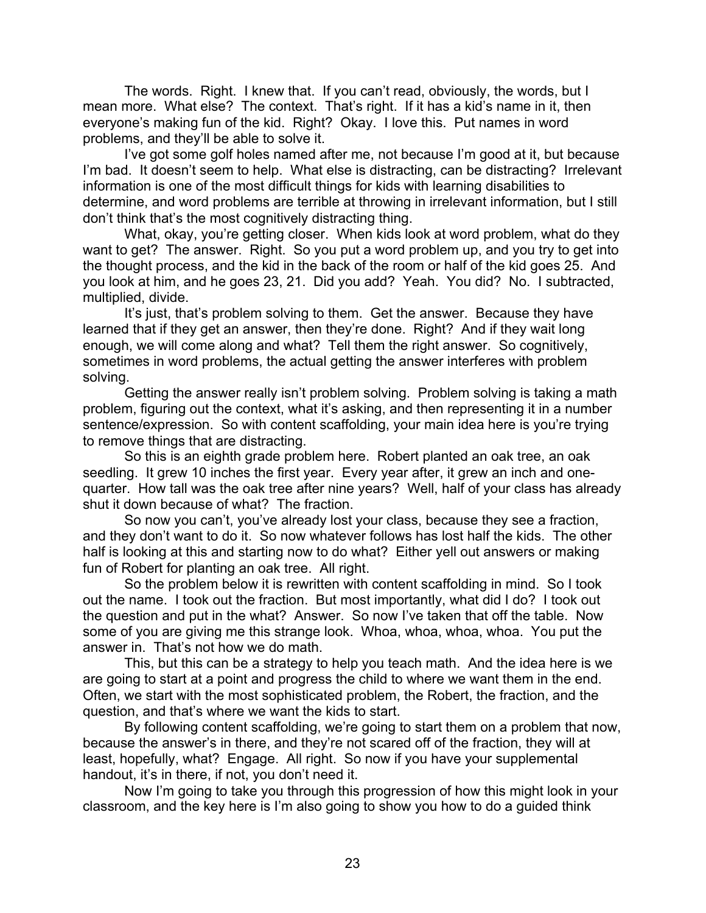The words. Right. I knew that. If you can't read, obviously, the words, but I mean more. What else? The context. That's right. If it has a kid's name in it, then everyone's making fun of the kid. Right? Okay. I love this. Put names in word problems, and they'll be able to solve it.

I've got some golf holes named after me, not because I'm good at it, but because I'm bad. It doesn't seem to help. What else is distracting, can be distracting? Irrelevant information is one of the most difficult things for kids with learning disabilities to determine, and word problems are terrible at throwing in irrelevant information, but I still don't think that's the most cognitively distracting thing.

What, okay, you're getting closer. When kids look at word problem, what do they want to get? The answer. Right. So you put a word problem up, and you try to get into the thought process, and the kid in the back of the room or half of the kid goes 25. And you look at him, and he goes 23, 21. Did you add? Yeah. You did? No. I subtracted, multiplied, divide.

It's just, that's problem solving to them. Get the answer. Because they have learned that if they get an answer, then they're done. Right? And if they wait long enough, we will come along and what? Tell them the right answer. So cognitively, sometimes in word problems, the actual getting the answer interferes with problem solving.

Getting the answer really isn't problem solving. Problem solving is taking a math problem, figuring out the context, what it's asking, and then representing it in a number sentence/expression. So with content scaffolding, your main idea here is you're trying to remove things that are distracting.

So this is an eighth grade problem here. Robert planted an oak tree, an oak seedling. It grew 10 inches the first year. Every year after, it grew an inch and one-quarter. How tall was the oak tree after nine years? Well, half of your class has already shut it down because of what? The fraction.

So now you can't, you've already lost your class, because they see a fraction, and they don't want to do it. So now whatever follows has lost half the kids. The other half is looking at this and starting now to do what? Either yell out answers or making fun of Robert for planting an oak tree. All right.

So the problem below it is rewritten with content scaffolding in mind. So I took out the name. I took out the fraction. But most importantly, what did I do? I took out the question and put in the what? Answer. So now I've taken that off the table. Now some of you are giving me this strange look. Whoa, whoa, whoa, whoa. You put the answer in. That's not how we do math.

This, but this can be a strategy to help you teach math. And the idea here is we are going to start at a point and progress the child to where we want them in the end. Often, we start with the most sophisticated problem, the Robert, the fraction, and the question, and that's where we want the kids to start.

By following content scaffolding, we're going to start them on a problem that now, because the answer's in there, and they're not scared off of the fraction, they will at least, hopefully, what? Engage. All right. So now if you have your supplemental handout, it's in there, if not, you don't need it.

Now I'm going to take you through this progression of how this might look in your classroom, and the key here is I'm also going to show you how to do a guided think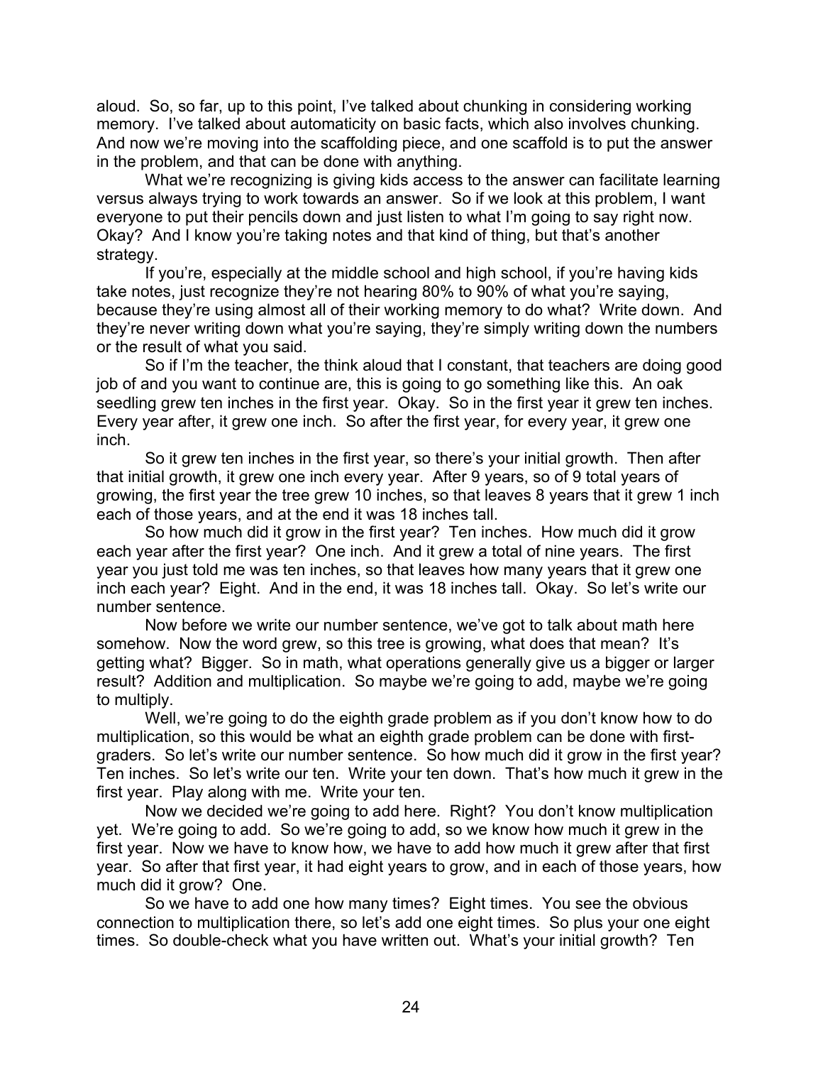aloud. So, so far, up to this point, I've talked about chunking in considering working memory. I've talked about automaticity on basic facts, which also involves chunking. And now we're moving into the scaffolding piece, and one scaffold is to put the answer in the problem, and that can be done with anything.

What we're recognizing is giving kids access to the answer can facilitate learning versus always trying to work towards an answer. So if we look at this problem, I want everyone to put their pencils down and just listen to what I'm going to say right now. Okay? And I know you're taking notes and that kind of thing, but that's another strategy.

If you're, especially at the middle school and high school, if you're having kids take notes, just recognize they're not hearing 80% to 90% of what you're saying, because they're using almost all of their working memory to do what? Write down. And they're never writing down what you're saying, they're simply writing down the numbers or the result of what you said.

So if I'm the teacher, the think aloud that I constant, that teachers are doing good job of and you want to continue are, this is going to go something like this. An oak seedling grew ten inches in the first year. Okay. So in the first year it grew ten inches. Every year after, it grew one inch. So after the first year, for every year, it grew one inch.

So it grew ten inches in the first year, so there's your initial growth. Then after that initial growth, it grew one inch every year. After 9 years, so of 9 total years of growing, the first year the tree grew 10 inches, so that leaves 8 years that it grew 1 inch each of those years, and at the end it was 18 inches tall.

So how much did it grow in the first year? Ten inches. How much did it grow each year after the first year? One inch. And it grew a total of nine years. The first year you just told me was ten inches, so that leaves how many years that it grew one inch each year? Eight. And in the end, it was 18 inches tall. Okay. So let's write our number sentence.

Now before we write our number sentence, we've got to talk about math here somehow. Now the word grew, so this tree is growing, what does that mean? It's getting what? Bigger. So in math, what operations generally give us a bigger or larger result? Addition and multiplication. So maybe we're going to add, maybe we're going to multiply.

Well, we're going to do the eighth grade problem as if you don't know how to do multiplication, so this would be what an eighth grade problem can be done with first-graders. So let's write our number sentence. So how much did it grow in the first year? Ten inches. So let's write our ten. Write your ten down. That's how much it grew in the first year. Play along with me. Write your ten.

Now we decided we're going to add here. Right? You don't know multiplication yet. We're going to add. So we're going to add, so we know how much it grew in the first year. Now we have to know how, we have to add how much it grew after that first year. So after that first year, it had eight years to grow, and in each of those years, how much did it grow? One.

So we have to add one how many times? Eight times. You see the obvious connection to multiplication there, so let's add one eight times. So plus your one eight times. So double-check what you have written out. What's your initial growth? Ten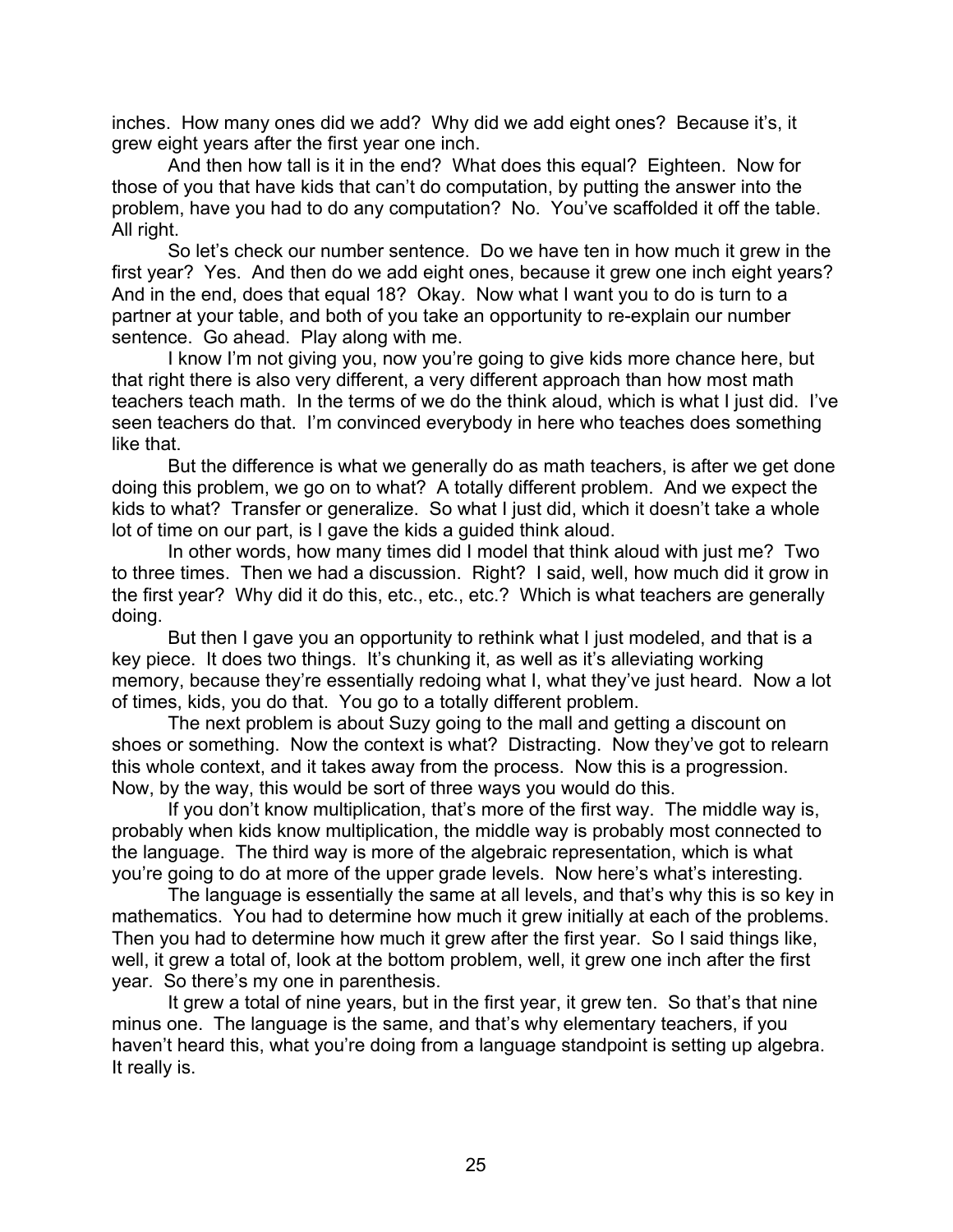inches. How many ones did we add? Why did we add eight ones? Because it's, it grew eight years after the first year one inch.

And then how tall is it in the end? What does this equal? Eighteen. Now for those of you that have kids that can't do computation, by putting the answer into the problem, have you had to do any computation? No. You've scaffolded it off the table. All right.

So let's check our number sentence. Do we have ten in how much it grew in the first year? Yes. And then do we add eight ones, because it grew one inch eight years? And in the end, does that equal 18? Okay. Now what I want you to do is turn to a partner at your table, and both of you take an opportunity to re-explain our number sentence. Go ahead. Play along with me.

I know I'm not giving you, now you're going to give kids more chance here, but that right there is also very different, a very different approach than how most math teachers teach math. In the terms of we do the think aloud, which is what I just did. I've seen teachers do that. I'm convinced everybody in here who teaches does something like that.

But the difference is what we generally do as math teachers, is after we get done doing this problem, we go on to what? A totally different problem. And we expect the kids to what? Transfer or generalize. So what I just did, which it doesn't take a whole lot of time on our part, is I gave the kids a guided think aloud.

In other words, how many times did I model that think aloud with just me? Two to three times. Then we had a discussion. Right? I said, well, how much did it grow in the first year? Why did it do this, etc., etc., etc.? Which is what teachers are generally doing.

But then I gave you an opportunity to rethink what I just modeled, and that is a key piece. It does two things. It's chunking it, as well as it's alleviating working memory, because they're essentially redoing what I, what they've just heard. Now a lot of times, kids, you do that. You go to a totally different problem.

The next problem is about Suzy going to the mall and getting a discount on shoes or something. Now the context is what? Distracting. Now they've got to relearn this whole context, and it takes away from the process. Now this is a progression. Now, by the way, this would be sort of three ways you would do this.

If you don't know multiplication, that's more of the first way. The middle way is, probably when kids know multiplication, the middle way is probably most connected to the language. The third way is more of the algebraic representation, which is what you're going to do at more of the upper grade levels. Now here's what's interesting.

The language is essentially the same at all levels, and that's why this is so key in mathematics. You had to determine how much it grew initially at each of the problems. Then you had to determine how much it grew after the first year. So I said things like, well, it grew a total of, look at the bottom problem, well, it grew one inch after the first year. So there's my one in parenthesis.

It grew a total of nine years, but in the first year, it grew ten. So that's that nine minus one. The language is the same, and that's why elementary teachers, if you haven't heard this, what you're doing from a language standpoint is setting up algebra. It really is.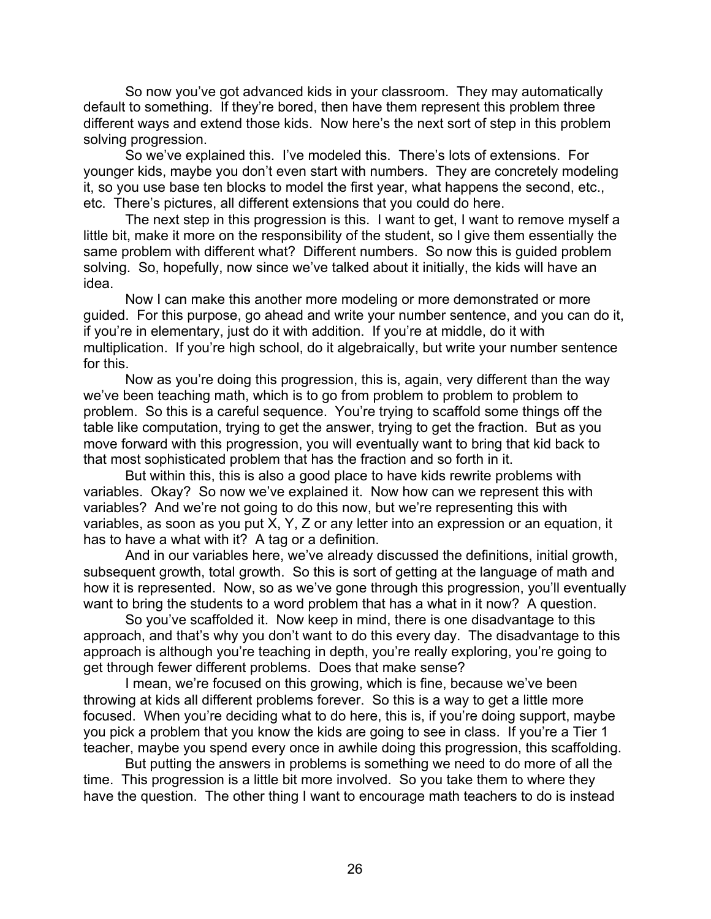So now you've got advanced kids in your classroom. They may automatically default to something. If they're bored, then have them represent this problem three different ways and extend those kids. Now here's the next sort of step in this problem solving progression.

So we've explained this. I've modeled this. There's lots of extensions. For younger kids, maybe you don't even start with numbers. They are concretely modeling it, so you use base ten blocks to model the first year, what happens the second, etc., etc. There's pictures, all different extensions that you could do here.

The next step in this progression is this. I want to get, I want to remove myself a little bit, make it more on the responsibility of the student, so I give them essentially the same problem with different what? Different numbers. So now this is guided problem solving. So, hopefully, now since we've talked about it initially, the kids will have an idea.

Now I can make this another more modeling or more demonstrated or more guided. For this purpose, go ahead and write your number sentence, and you can do it, if you're in elementary, just do it with addition. If you're at middle, do it with multiplication. If you're high school, do it algebraically, but write your number sentence for this.

Now as you're doing this progression, this is, again, very different than the way we've been teaching math, which is to go from problem to problem to problem to problem. So this is a careful sequence. You're trying to scaffold some things off the table like computation, trying to get the answer, trying to get the fraction. But as you move forward with this progression, you will eventually want to bring that kid back to that most sophisticated problem that has the fraction and so forth in it.

But within this, this is also a good place to have kids rewrite problems with variables. Okay? So now we've explained it. Now how can we represent this with variables? And we're not going to do this now, but we're representing this with variables, as soon as you put X, Y, Z or any letter into an expression or an equation, it has to have a what with it? A tag or a definition.

And in our variables here, we've already discussed the definitions, initial growth, subsequent growth, total growth. So this is sort of getting at the language of math and how it is represented. Now, so as we've gone through this progression, you'll eventually want to bring the students to a word problem that has a what in it now? A question.

So you've scaffolded it. Now keep in mind, there is one disadvantage to this approach, and that's why you don't want to do this every day. The disadvantage to this approach is although you're teaching in depth, you're really exploring, you're going to get through fewer different problems. Does that make sense?

I mean, we're focused on this growing, which is fine, because we've been throwing at kids all different problems forever. So this is a way to get a little more focused. When you're deciding what to do here, this is, if you're doing support, maybe you pick a problem that you know the kids are going to see in class. If you're a Tier 1 teacher, maybe you spend every once in awhile doing this progression, this scaffolding.

But putting the answers in problems is something we need to do more of all the time. This progression is a little bit more involved. So you take them to where they have the question. The other thing I want to encourage math teachers to do is instead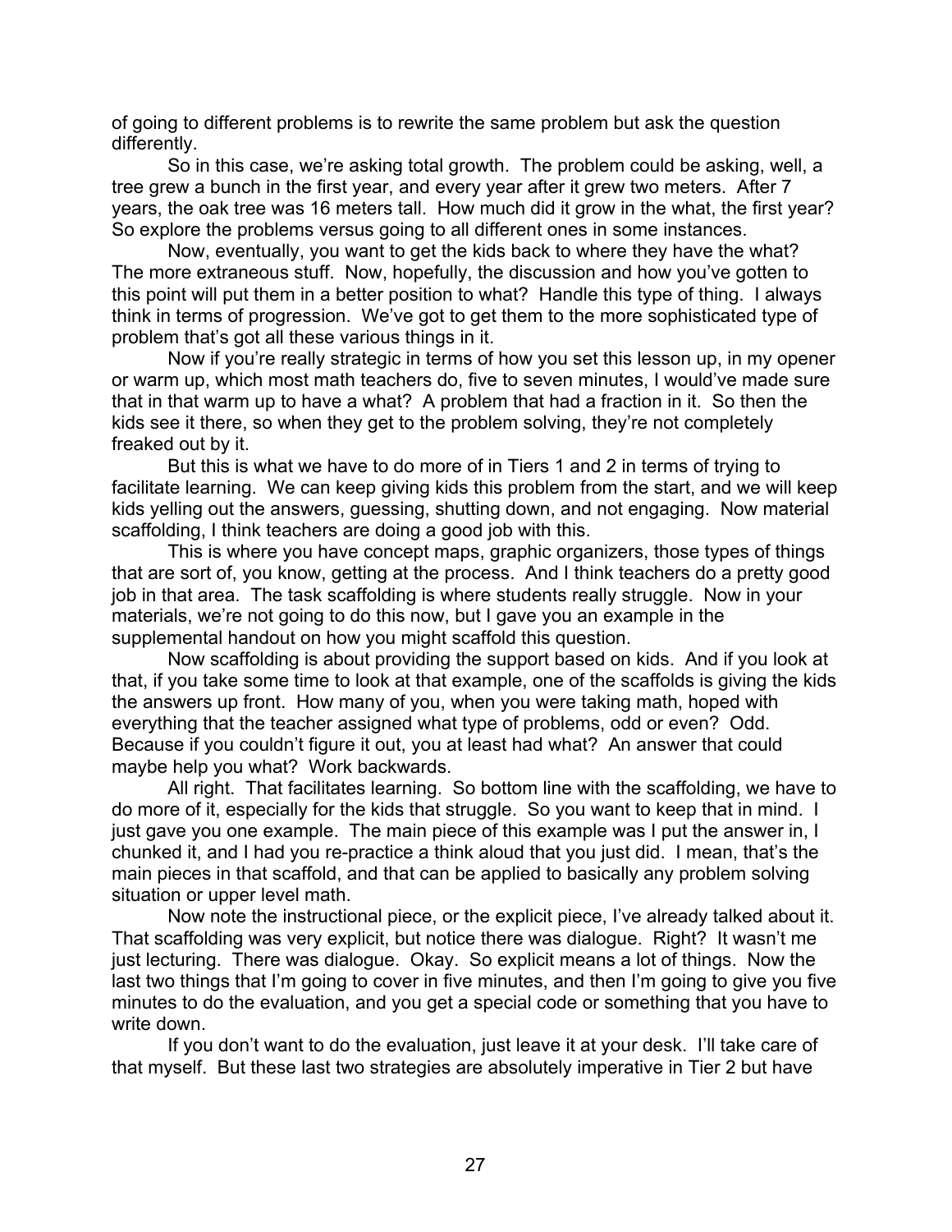of going to different problems is to rewrite the same problem but ask the question differently.

So in this case, we're asking total growth. The problem could be asking, well, a tree grew a bunch in the first year, and every year after it grew two meters. After 7 years, the oak tree was 16 meters tall. How much did it grow in the what, the first year? So explore the problems versus going to all different ones in some instances.

Now, eventually, you want to get the kids back to where they have the what? The more extraneous stuff. Now, hopefully, the discussion and how you've gotten to this point will put them in a better position to what? Handle this type of thing. I always think in terms of progression. We've got to get them to the more sophisticated type of problem that's got all these various things in it.

Now if you're really strategic in terms of how you set this lesson up, in my opener or warm up, which most math teachers do, five to seven minutes, I would've made sure that in that warm up to have a what? A problem that had a fraction in it. So then the kids see it there, so when they get to the problem solving, they're not completely freaked out by it.

But this is what we have to do more of in Tiers 1 and 2 in terms of trying to facilitate learning. We can keep giving kids this problem from the start, and we will keep kids yelling out the answers, guessing, shutting down, and not engaging. Now material scaffolding, I think teachers are doing a good job with this.

This is where you have concept maps, graphic organizers, those types of things that are sort of, you know, getting at the process. And I think teachers do a pretty good job in that area. The task scaffolding is where students really struggle. Now in your materials, we're not going to do this now, but I gave you an example in the supplemental handout on how you might scaffold this question.

Now scaffolding is about providing the support based on kids. And if you look at that, if you take some time to look at that example, one of the scaffolds is giving the kids the answers up front. How many of you, when you were taking math, hoped with everything that the teacher assigned what type of problems, odd or even? Odd. Because if you couldn't figure it out, you at least had what? An answer that could maybe help you what? Work backwards.

All right. That facilitates learning. So bottom line with the scaffolding, we have to do more of it, especially for the kids that struggle. So you want to keep that in mind. I just gave you one example. The main piece of this example was I put the answer in, I chunked it, and I had you re-practice a think aloud that you just did. I mean, that's the main pieces in that scaffold, and that can be applied to basically any problem solving situation or upper level math.

Now note the instructional piece, or the explicit piece, I've already talked about it. That scaffolding was very explicit, but notice there was dialogue. Right? It wasn't me just lecturing. There was dialogue. Okay. So explicit means a lot of things. Now the last two things that I'm going to cover in five minutes, and then I'm going to give you five minutes to do the evaluation, and you get a special code or something that you have to write down.

If you don't want to do the evaluation, just leave it at your desk. I'll take care of that myself. But these last two strategies are absolutely imperative in Tier 2 but have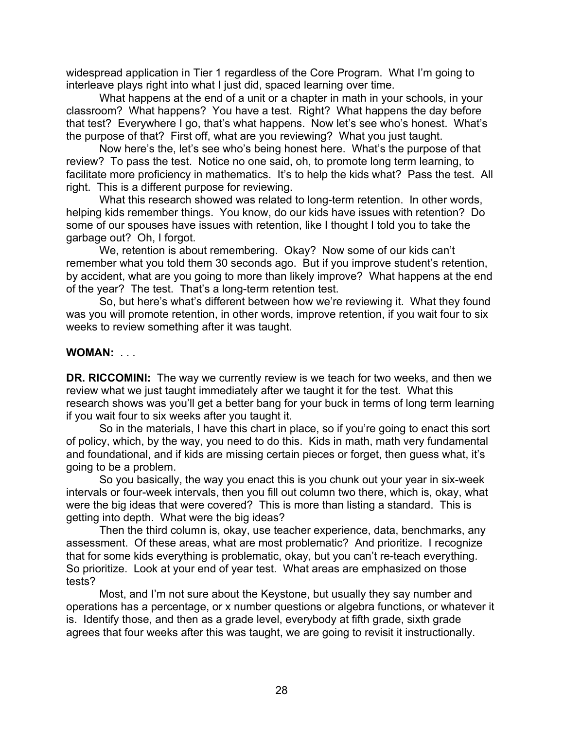widespread application in Tier 1 regardless of the Core Program. What I'm going to interleave plays right into what I just did, spaced learning over time.

What happens at the end of a unit or a chapter in math in your schools, in your classroom? What happens? You have a test. Right? What happens the day before that test? Everywhere I go, that's what happens. Now let's see who's honest. What's the purpose of that? First off, what are you reviewing? What you just taught.

Now here's the, let's see who's being honest here. What's the purpose of that review? To pass the test. Notice no one said, oh, to promote long term learning, to facilitate more proficiency in mathematics. It's to help the kids what? Pass the test. All right. This is a different purpose for reviewing.

What this research showed was related to long-term retention. In other words, helping kids remember things. You know, do our kids have issues with retention? Do some of our spouses have issues with retention, like I thought I told you to take the garbage out? Oh, I forgot.

We, retention is about remembering. Okay? Now some of our kids can't remember what you told them 30 seconds ago. But if you improve student's retention, by accident, what are you going to more than likely improve? What happens at the end of the year? The test. That's a long-term retention test.

So, but here's what's different between how we're reviewing it. What they found was you will promote retention, in other words, improve retention, if you wait four to six weeks to review something after it was taught.

**WOMAN:** . . .

**DR. RICCOMINI:** The way we currently review is we teach for two weeks, and then we review what we just taught immediately after we taught it for the test. What this research shows was you'll get a better bang for your buck in terms of long term learning if you wait four to six weeks after you taught it.

So in the materials, I have this chart in place, so if you're going to enact this sort of policy, which, by the way, you need to do this. Kids in math, math very fundamental and foundational, and if kids are missing certain pieces or forget, then guess what, it's going to be a problem.

So you basically, the way you enact this is you chunk out your year in six-week intervals or four-week intervals, then you fill out column two there, which is, okay, what were the big ideas that were covered? This is more than listing a standard. This is getting into depth. What were the big ideas?

Then the third column is, okay, use teacher experience, data, benchmarks, any assessment. Of these areas, what are most problematic? And prioritize. I recognize that for some kids everything is problematic, okay, but you can't re-teach everything. So prioritize. Look at your end of year test. What areas are emphasized on those tests?

Most, and I'm not sure about the Keystone, but usually they say number and operations has a percentage, or x number questions or algebra functions, or whatever it is. Identify those, and then as a grade level, everybody at fifth grade, sixth grade agrees that four weeks after this was taught, we are going to revisit it instructionally.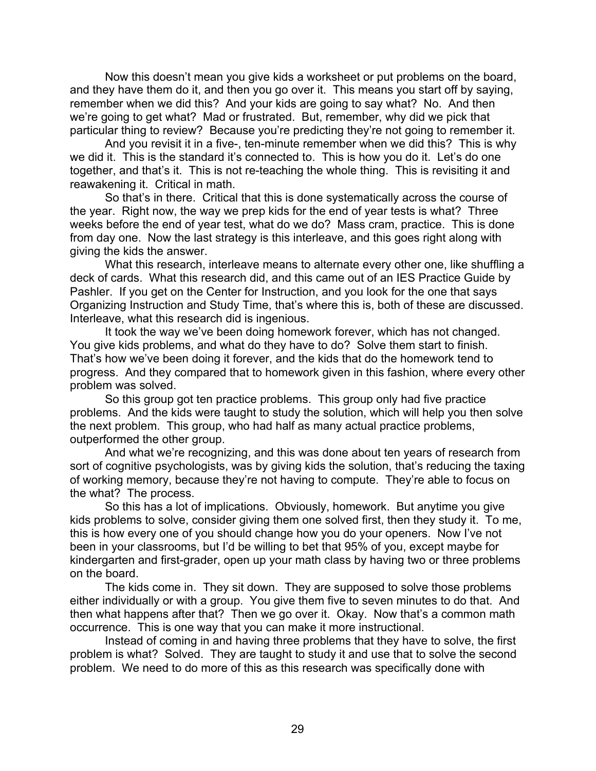Now this doesn't mean you give kids a worksheet or put problems on the board, and they have them do it, and then you go over it. This means you start off by saying, remember when we did this? And your kids are going to say what? No. And then we're going to get what? Mad or frustrated. But, remember, why did we pick that particular thing to review? Because you're predicting they're not going to remember it.

And you revisit it in a five-, ten-minute remember when we did this? This is why we did it. This is the standard it's connected to. This is how you do it. Let's do one together, and that's it. This is not re-teaching the whole thing. This is revisiting it and reawakening it. Critical in math.

So that's in there. Critical that this is done systematically across the course of the year. Right now, the way we prep kids for the end of year tests is what? Three weeks before the end of year test, what do we do? Mass cram, practice. This is done from day one. Now the last strategy is this interleave, and this goes right along with giving the kids the answer.

What this research, interleave means to alternate every other one, like shuffling a deck of cards. What this research did, and this came out of an IES Practice Guide by Pashler. If you get on the Center for Instruction, and you look for the one that says Organizing Instruction and Study Time, that's where this is, both of these are discussed. Interleave, what this research did is ingenious.

It took the way we've been doing homework forever, which has not changed. You give kids problems, and what do they have to do? Solve them start to finish. That's how we've been doing it forever, and the kids that do the homework tend to progress. And they compared that to homework given in this fashion, where every other problem was solved.

So this group got ten practice problems. This group only had five practice problems. And the kids were taught to study the solution, which will help you then solve the next problem. This group, who had half as many actual practice problems, outperformed the other group.

And what we're recognizing, and this was done about ten years of research from sort of cognitive psychologists, was by giving kids the solution, that's reducing the taxing of working memory, because they're not having to compute. They're able to focus on the what? The process.

So this has a lot of implications. Obviously, homework. But anytime you give kids problems to solve, consider giving them one solved first, then they study it. To me, this is how every one of you should change how you do your openers. Now I've not been in your classrooms, but I'd be willing to bet that 95% of you, except maybe for kindergarten and first-grader, open up your math class by having two or three problems on the board.

The kids come in. They sit down. They are supposed to solve those problems either individually or with a group. You give them five to seven minutes to do that. And then what happens after that? Then we go over it. Okay. Now that's a common math occurrence. This is one way that you can make it more instructional.

Instead of coming in and having three problems that they have to solve, the first problem is what? Solved. They are taught to study it and use that to solve the second problem. We need to do more of this as this research was specifically done with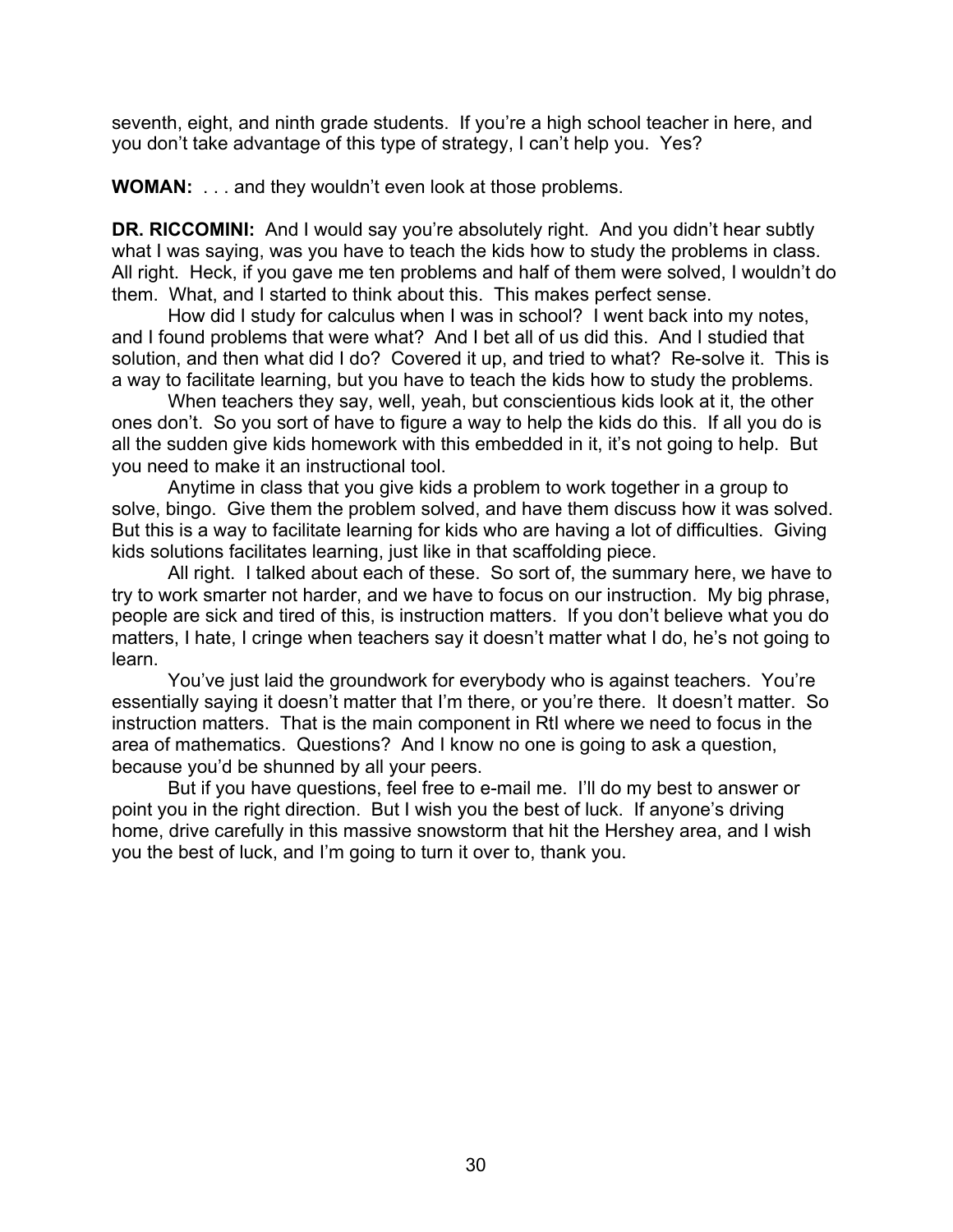seventh, eight, and ninth grade students. If you're a high school teacher in here, and you don't take advantage of this type of strategy, I can't help you. Yes?

**WOMAN:** . . . and they wouldn't even look at those problems.

**DR. RICCOMINI:** And I would say you're absolutely right. And you didn't hear subtly what I was saying, was you have to teach the kids how to study the problems in class. All right. Heck, if you gave me ten problems and half of them were solved, I wouldn't do them. What, and I started to think about this. This makes perfect sense.

How did I study for calculus when I was in school? I went back into my notes, and I found problems that were what? And I bet all of us did this. And I studied that solution, and then what did I do? Covered it up, and tried to what? Re-solve it. This is a way to facilitate learning, but you have to teach the kids how to study the problems.

When teachers they say, well, yeah, but conscientious kids look at it, the other ones don't. So you sort of have to figure a way to help the kids do this. If all you do is all the sudden give kids homework with this embedded in it, it's not going to help. But you need to make it an instructional tool.

Anytime in class that you give kids a problem to work together in a group to solve, bingo. Give them the problem solved, and have them discuss how it was solved. But this is a way to facilitate learning for kids who are having a lot of difficulties. Giving kids solutions facilitates learning, just like in that scaffolding piece.

All right. I talked about each of these. So sort of, the summary here, we have to try to work smarter not harder, and we have to focus on our instruction. My big phrase, people are sick and tired of this, is instruction matters. If you don't believe what you do matters, I hate, I cringe when teachers say it doesn't matter what I do, he's not going to learn.

You've just laid the groundwork for everybody who is against teachers. You're essentially saying it doesn't matter that I'm there, or you're there. It doesn't matter. So instruction matters. That is the main component in RtI where we need to focus in the area of mathematics. Questions? And I know no one is going to ask a question, because you'd be shunned by all your peers.

But if you have questions, feel free to e-mail me. I'll do my best to answer or point you in the right direction. But I wish you the best of luck. If anyone's driving home, drive carefully in this massive snowstorm that hit the Hershey area, and I wish you the best of luck, and I'm going to turn it over to, thank you.